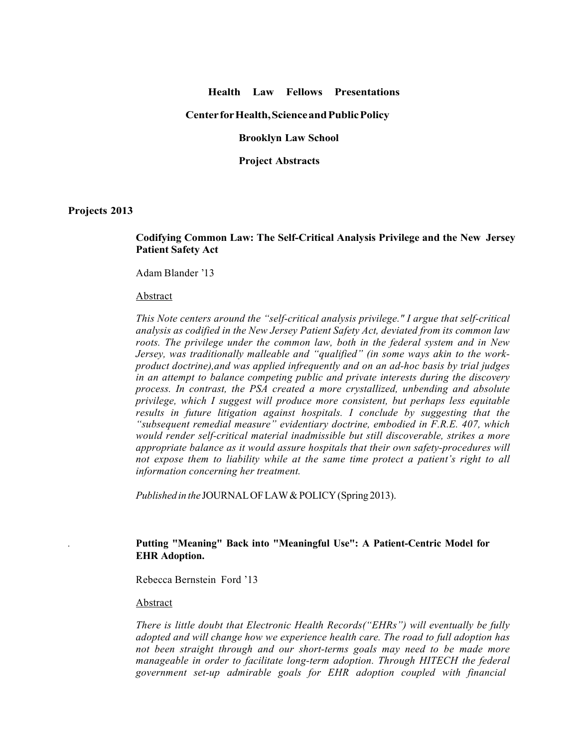**Health Law Fellows Presentations**

**Center for Health, Science and Public Policy**

**Brooklyn Law School**

**Project Abstracts**

## Projects 2013

### Codifying Common Law: The Self-Critical Analysis Privilege and the New Jersey Patient Safety Act

Adam Blander '13

Abstract

*This Note centers around the "self-critical analysis privilege." I argue that self-critical analysis as codified in the New Jersey Patient Safety Act, deviated from its common law roots. The privilege under the common law, both in the federal system and in New Jersey, was traditionally malleable and "qualified" (in some ways akin to the work-product doctrine),and was applied infrequently and on an ad-hoc basis by trial judges in an attempt to balance competing public and private interests during the discovery process. In contrast, the PSA created a more crystallized, unbending and absolute privilege, which I suggest will produce more consistent, but perhaps less equitable results in future litigation against hospitals. I conclude by suggesting that the "subsequent remedial measure" evidentiary doctrine, embodied in F.R.E. 407, which would render self-critical material inadmissible but still discoverable, strikes a more appropriate balance as it would assure hospitals that their own safety-procedures will not expose them to liability while at the same time protect a patient's right to all information concerning her treatment.*

*Published in the* JOURNAL OF LAW & POLICY (Spring 2013).

### Putting "Meaning" Back into "Meaningful Use": A Patient-Centric Model for EHR Adoption.

Rebecca Bernstein Ford '13

Abstract

*There is little doubt that Electronic Health Records("EHRs") will eventually be fully adopted and will change how we experience health care. The road to full adoption has not been straight through and our short-terms goals may need to be made more manageable in order to facilitate long-term adoption. Through HITECH the federal government set-up admirable goals for EHR adoption coupled with financial*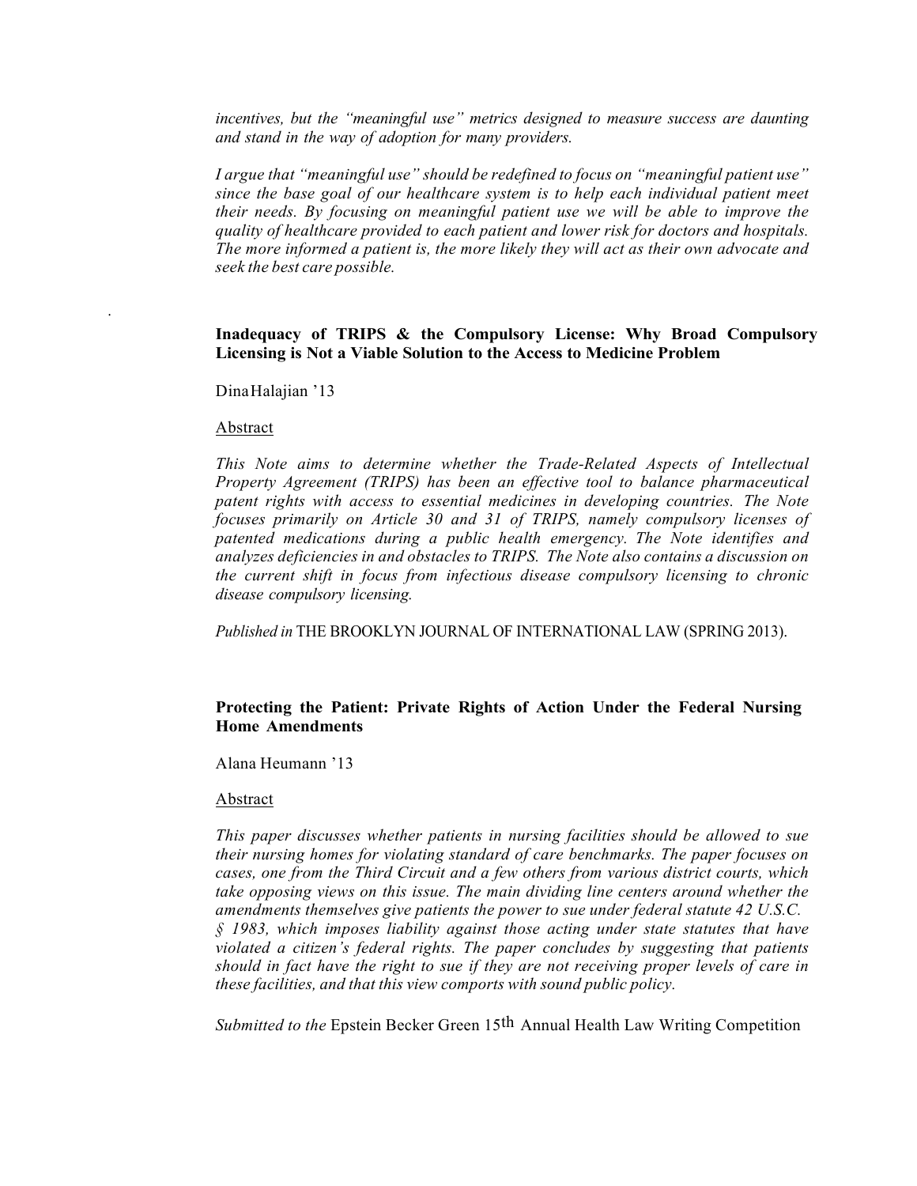*incentives, but the "meaningful use" metrics designed to measure success are daunting and stand in the way of adoption for many providers.*

*I argue that "meaningful use" should be redefined to focus on "meaningful patient use" since the base goal of our healthcare system is to help each individual patient meet their needs. By focusing on meaningful patient use we will be able to improve the quality of healthcare provided to each patient and lower risk for doctors and hospitals. The more informed a patient is, the more likely they will act as their own advocate and seek the best care possible.*

.

**Inadequacy of TRIPS & the Compulsory License: Why Broad Compulsory Licensing is Not a Viable Solution to the Access to Medicine Problem**

Dina Halajian '13

Abstract

*This Note aims to determine whether the Trade-Related Aspects of Intellectual Property Agreement (TRIPS) has been an effective tool to balance pharmaceutical patent rights with access to essential medicines in developing countries. The Note focuses primarily on Article 30 and 31 of TRIPS, namely compulsory licenses of patented medications during a public health emergency. The Note identifies and analyzes deficiencies in and obstacles to TRIPS. The Note also contains a discussion on the current shift in focus from infectious disease compulsory licensing to chronic disease compulsory licensing.*

*Published in* THE BROOKLYN JOURNAL OF INTERNATIONAL LAW (SPRING 2013).

**Protecting the Patient: Private Rights of Action Under the Federal Nursing Home Amendments**

Alana Heumann '13

Abstract

*This paper discusses whether patients in nursing facilities should be allowed to sue their nursing homes for violating standard of care benchmarks. The paper focuses on cases, one from the Third Circuit and a few others from various district courts, which take opposing views on this issue. The main dividing line centers around whether the amendments themselves give patients the power to sue under federal statute 42 U.S.C. § 1983, which imposes liability against those acting under state statutes that have violated a citizen's federal rights. The paper concludes by suggesting that patients should in fact have the right to sue if they are not receiving proper levels of care in these facilities, and that this view comports with sound public policy.*

*Submitted to the* Epstein Becker Green 15th Annual Health Law Writing Competition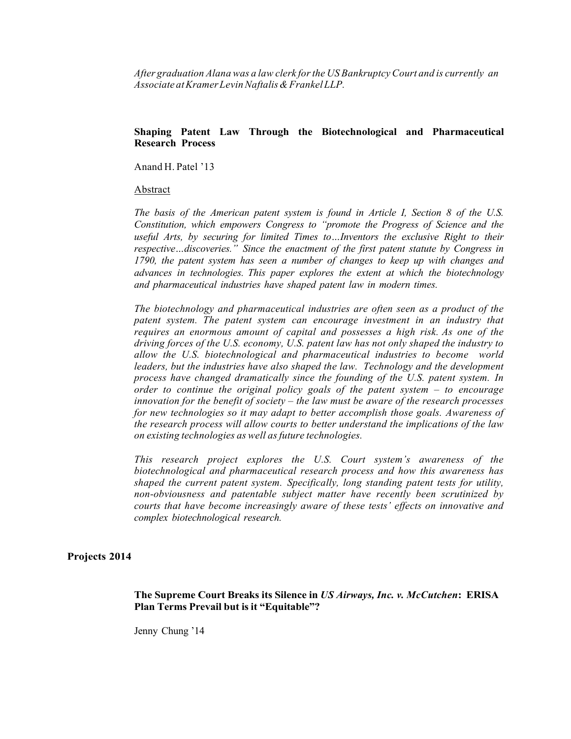*After graduation Alana was a law clerk for the US Bankruptcy Court and is currently an Associate at Kramer Levin Naftalis & Frankel LLP.*

### Shaping Patent Law Through the Biotechnological and Pharmaceutical Research Process

Anand H. Patel '13

Abstract

*The basis of the American patent system is found in Article I, Section 8 of the U.S. Constitution, which empowers Congress to "promote the Progress of Science and the useful Arts, by securing for limited Times to…Inventors the exclusive Right to their respective…discoveries." Since the enactment of the first patent statute by Congress in 1790, the patent system has seen a number of changes to keep up with changes and advances in technologies. This paper explores the extent at which the biotechnology and pharmaceutical industries have shaped patent law in modern times.*

*The biotechnology and pharmaceutical industries are often seen as a product of the patent system. The patent system can encourage investment in an industry that requires an enormous amount of capital and possesses a high risk. As one of the driving forces of the U.S. economy, U.S. patent law has not only shaped the industry to allow the U.S. biotechnological and pharmaceutical industries to become world leaders, but the industries have also shaped the law. Technology and the development process have changed dramatically since the founding of the U.S. patent system. In order to continue the original policy goals of the patent system – to encourage innovation for the benefit of society – the law must be aware of the research processes for new technologies so it may adapt to better accomplish those goals. Awareness of the research process will allow courts to better understand the implications of the law on existing technologies as well as future technologies.*

*This research project explores the U.S. Court system's awareness of the biotechnological and pharmaceutical research process and how this awareness has shaped the current patent system. Specifically, long standing patent tests for utility, non-obviousness and patentable subject matter have recently been scrutinized by courts that have become increasingly aware of these tests' effects on innovative and complex biotechnological research.*

## Projects 2014

### The Supreme Court Breaks its Silence in *US Airways, Inc. v. McCutchen*: ERISA Plan Terms Prevail but is it "Equitable"?

Jenny Chung '14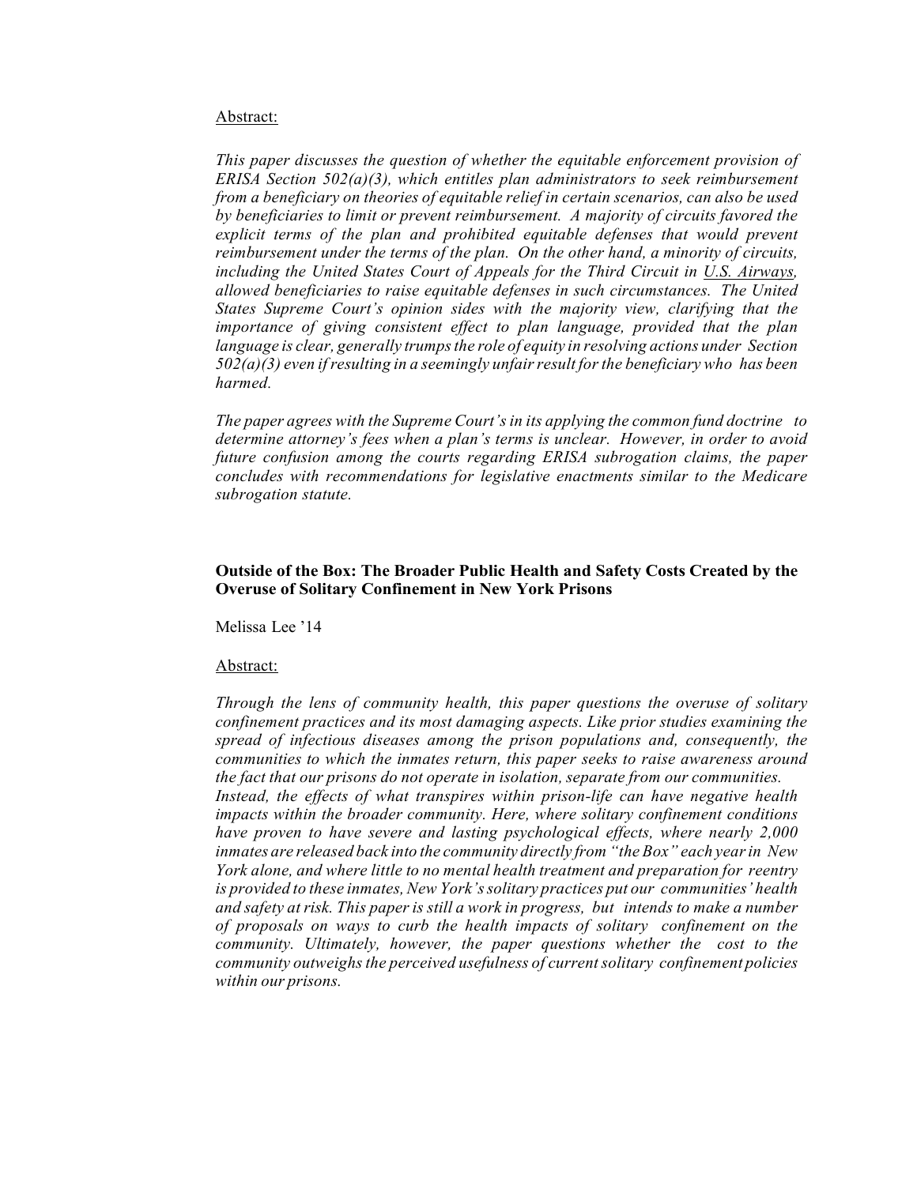Abstract:

*This paper discusses the question of whether the equitable enforcement provision of ERISA Section 502(a)(3), which entitles plan administrators to seek reimbursement from a beneficiary on theories of equitable relief in certain scenarios, can also be used by beneficiaries to limit or prevent reimbursement. A majority of circuits favored the explicit terms of the plan and prohibited equitable defenses that would prevent reimbursement under the terms of the plan. On the other hand, a minority of circuits, including the United States Court of Appeals for the Third Circuit in U.S. Airways, allowed beneficiaries to raise equitable defenses in such circumstances. The United States Supreme Court's opinion sides with the majority view, clarifying that the importance of giving consistent effect to plan language, provided that the plan language is clear, generally trumps the role of equity in resolving actions under Section 502(a)(3) even if resulting in a seemingly unfair result for the beneficiary who has been harmed.*

*The paper agrees with the Supreme Court's in its applying the common fund doctrine to determine attorney's fees when a plan's terms is unclear. However, in order to avoid future confusion among the courts regarding ERISA subrogation claims, the paper concludes with recommendations for legislative enactments similar to the Medicare subrogation statute.*

**Outside of the Box: The Broader Public Health and Safety Costs Created by the Overuse of Solitary Confinement in New York Prisons**

Melissa Lee '14

Abstract:

*Through the lens of community health, this paper questions the overuse of solitary confinement practices and its most damaging aspects. Like prior studies examining the spread of infectious diseases among the prison populations and, consequently, the communities to which the inmates return, this paper seeks to raise awareness around the fact that our prisons do not operate in isolation, separate from our communities. Instead, the effects of what transpires within prison-life can have negative health impacts within the broader community. Here, where solitary confinement conditions have proven to have severe and lasting psychological effects, where nearly 2,000 inmates are released back into the community directly from "the Box" each year in New York alone, and where little to no mental health treatment and preparation for reentry is provided to these inmates, New York's solitary practices put our communities' health and safety at risk. This paper is still a work in progress, but intends to make a number of proposals on ways to curb the health impacts of solitary confinement on the community. Ultimately, however, the paper questions whether the cost to the community outweighs the perceived usefulness of current solitary confinement policies within our prisons.*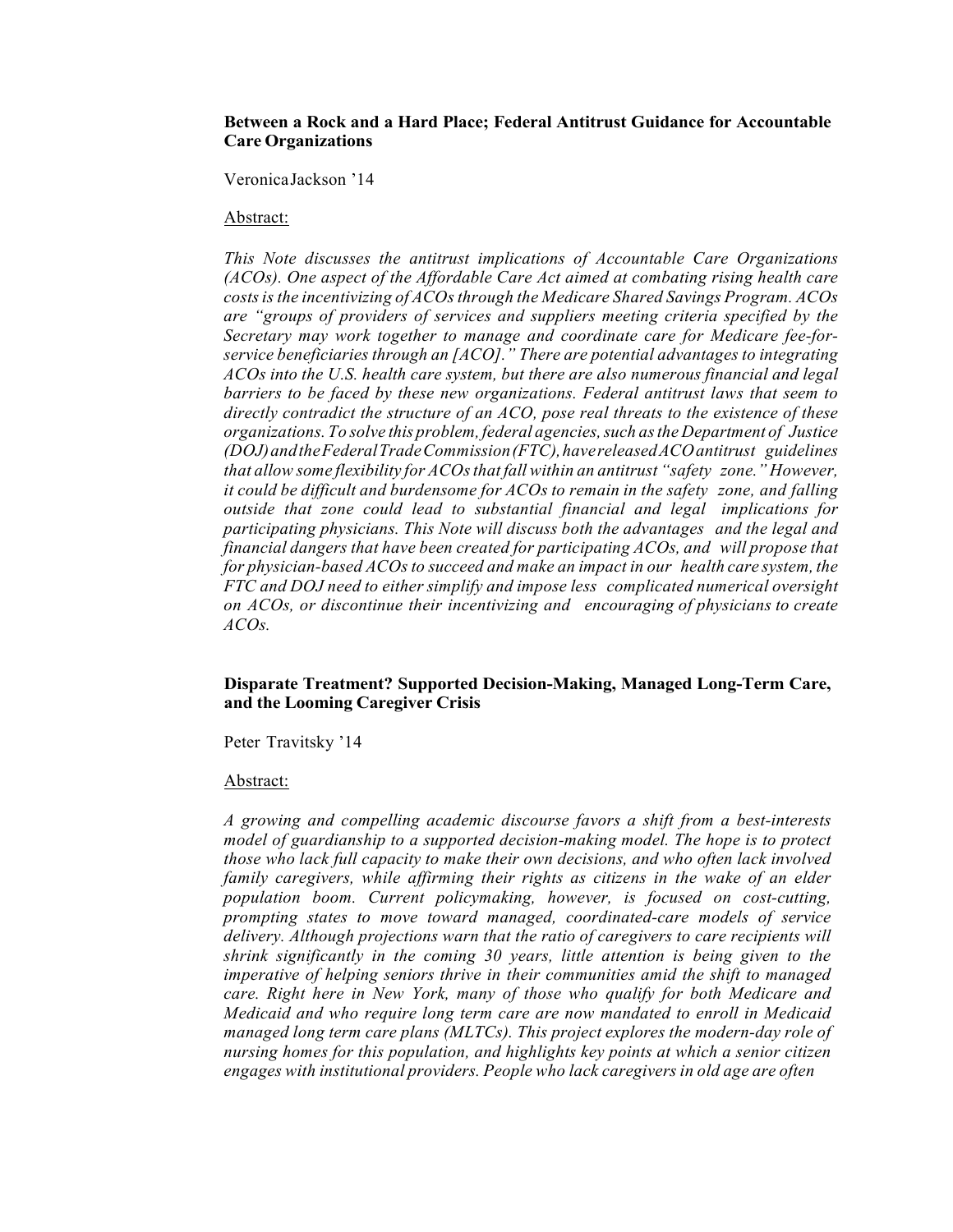**Between a Rock and a Hard Place; Federal Antitrust Guidance for Accountable Care Organizations**

Veronica Jackson '14

Abstract:

*This Note discusses the antitrust implications of Accountable Care Organizations (ACOs). One aspect of the Affordable Care Act aimed at combating rising health care costs is the incentivizing of ACOs through the Medicare Shared Savings Program. ACOs are "groups of providers of services and suppliers meeting criteria specified by the Secretary may work together to manage and coordinate care for Medicare fee-for-service beneficiaries through an [ACO]." There are potential advantages to integrating ACOs into the U.S. health care system, but there are also numerous financial and legal barriers to be faced by these new organizations. Federal antitrust laws that seem to directly contradict the structure of an ACO, pose real threats to the existence of these organizations. To solve this problem, federal agencies, such as the Department of Justice (DOJ) and the Federal Trade Commission (FTC), have released ACO antitrust guidelines that allow some flexibility for ACOs that fall within an antitrust "safety zone." However, it could be difficult and burdensome for ACOs to remain in the safety zone, and falling outside that zone could lead to substantial financial and legal implications for participating physicians. This Note will discuss both the advantages and the legal and financial dangers that have been created for participating ACOs, and will propose that for physician-based ACOs to succeed and make an impact in our health care system, the FTC and DOJ need to either simplify and impose less complicated numerical oversight on ACOs, or discontinue their incentivizing and encouraging of physicians to create ACOs.*

**Disparate Treatment? Supported Decision-Making, Managed Long-Term Care, and the Looming Caregiver Crisis**

Peter Travitsky '14

Abstract:

*A growing and compelling academic discourse favors a shift from a best-interests model of guardianship to a supported decision-making model. The hope is to protect those who lack full capacity to make their own decisions, and who often lack involved family caregivers, while affirming their rights as citizens in the wake of an elder population boom. Current policymaking, however, is focused on cost-cutting, prompting states to move toward managed, coordinated-care models of service delivery. Although projections warn that the ratio of caregivers to care recipients will shrink significantly in the coming 30 years, little attention is being given to the imperative of helping seniors thrive in their communities amid the shift to managed care. Right here in New York, many of those who qualify for both Medicare and Medicaid and who require long term care are now mandated to enroll in Medicaid managed long term care plans (MLTCs). This project explores the modern-day role of nursing homes for this population, and highlights key points at which a senior citizen engages with institutional providers. People who lack caregivers in old age are often*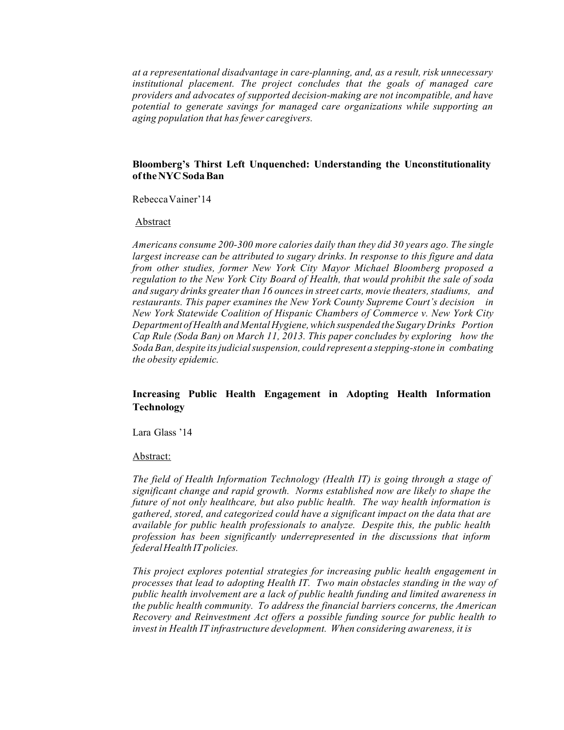*at a representational disadvantage in care-planning, and, as a result, risk unnecessary institutional placement. The project concludes that the goals of managed care providers and advocates of supported decision-making are not incompatible, and have potential to generate savings for managed care organizations while supporting an aging population that has fewer caregivers.*

### Bloomberg's Thirst Left Unquenched: Understanding the Unconstitutionality of the NYC Soda Ban

Rebecca Vainer'14

<u>Abstract</u>

*Americans consume 200-300 more calories daily than they did 30 years ago. The single largest increase can be attributed to sugary drinks. In response to this figure and data from other studies, former New York City Mayor Michael Bloomberg proposed a regulation to the New York City Board of Health, that would prohibit the sale of soda and sugary drinks greater than 16 ounces in street carts, movie theaters, stadiums, and restaurants. This paper examines the New York County Supreme Court's decision in New York Statewide Coalition of Hispanic Chambers of Commerce v. New York City Department of Health and Mental Hygiene, which suspended the Sugary Drinks Portion Cap Rule (Soda Ban) on March 11, 2013. This paper concludes by exploring how the Soda Ban, despite its judicial suspension, could represent a stepping-stone in combating the obesity epidemic.*

### Increasing Public Health Engagement in Adopting Health Information Technology

Lara Glass '14

<u>Abstract:</u>

*The field of Health Information Technology (Health IT) is going through a stage of significant change and rapid growth. Norms established now are likely to shape the future of not only healthcare, but also public health. The way health information is gathered, stored, and categorized could have a significant impact on the data that are available for public health professionals to analyze. Despite this, the public health profession has been significantly underrepresented in the discussions that inform federal Health IT policies.*

*This project explores potential strategies for increasing public health engagement in processes that lead to adopting Health IT. Two main obstacles standing in the way of public health involvement are a lack of public health funding and limited awareness in the public health community. To address the financial barriers concerns, the American Recovery and Reinvestment Act offers a possible funding source for public health to invest in Health IT infrastructure development. When considering awareness, it is*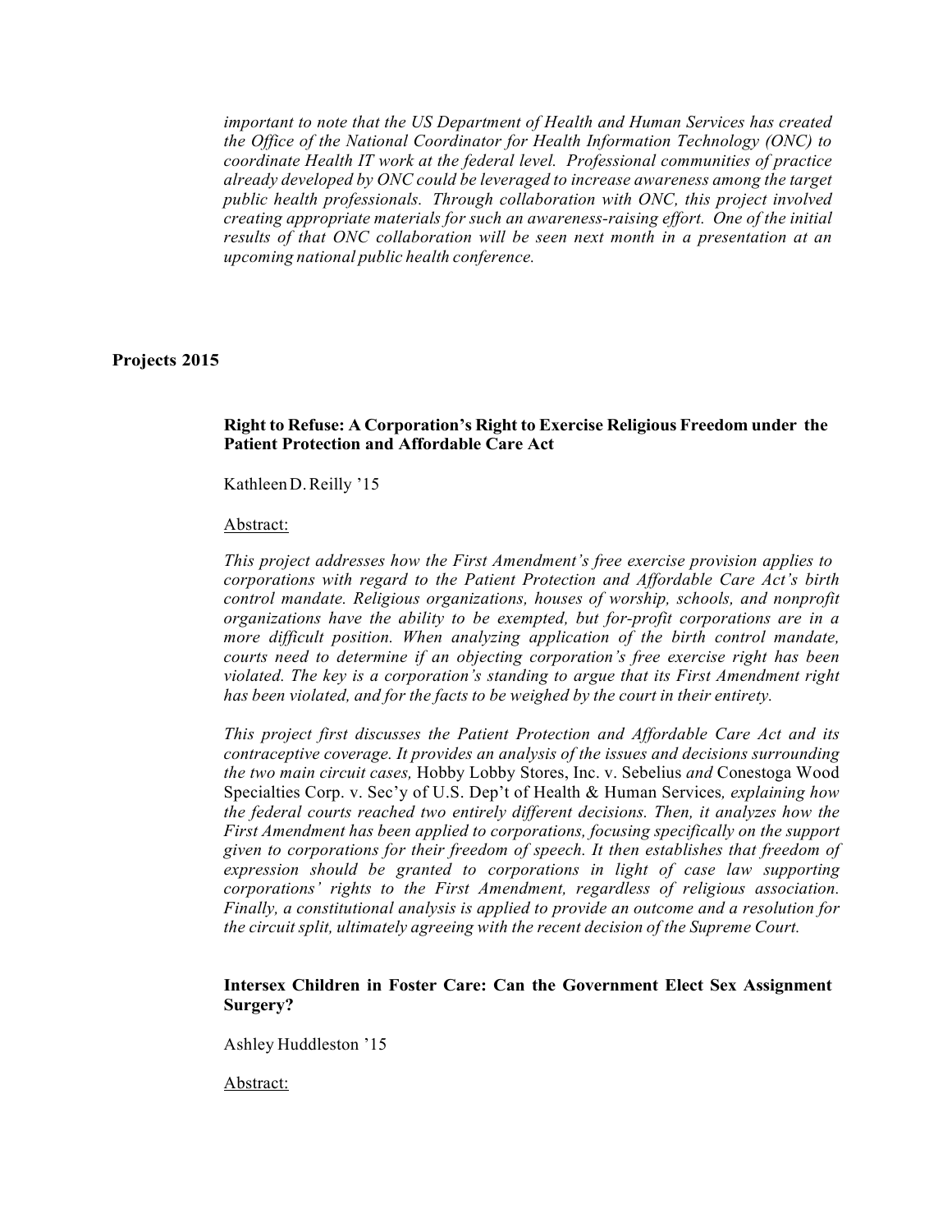*important to note that the US Department of Health and Human Services has created the Office of the National Coordinator for Health Information Technology (ONC) to coordinate Health IT work at the federal level. Professional communities of practice already developed by ONC could be leveraged to increase awareness among the target public health professionals. Through collaboration with ONC, this project involved creating appropriate materials for such an awareness-raising effort. One of the initial results of that ONC collaboration will be seen next month in a presentation at an upcoming national public health conference.*

## Projects 2015

### Right to Refuse: A Corporation's Right to Exercise Religious Freedom under the Patient Protection and Affordable Care Act

Kathleen D. Reilly '15

Abstract:

*This project addresses how the First Amendment's free exercise provision applies to corporations with regard to the Patient Protection and Affordable Care Act's birth control mandate. Religious organizations, houses of worship, schools, and nonprofit organizations have the ability to be exempted, but for-profit corporations are in a more difficult position. When analyzing application of the birth control mandate, courts need to determine if an objecting corporation's free exercise right has been violated. The key is a corporation's standing to argue that its First Amendment right has been violated, and for the facts to be weighed by the court in their entirety.*

*This project first discusses the Patient Protection and Affordable Care Act and its contraceptive coverage. It provides an analysis of the issues and decisions surrounding the two main circuit cases,* Hobby Lobby Stores, Inc. v. Sebelius *and* Conestoga Wood Specialties Corp. v. Sec'y of U.S. Dep't of Health & Human Services*, explaining how the federal courts reached two entirely different decisions. Then, it analyzes how the First Amendment has been applied to corporations, focusing specifically on the support given to corporations for their freedom of speech. It then establishes that freedom of expression should be granted to corporations in light of case law supporting corporations' rights to the First Amendment, regardless of religious association. Finally, a constitutional analysis is applied to provide an outcome and a resolution for the circuit split, ultimately agreeing with the recent decision of the Supreme Court.*

### Intersex Children in Foster Care: Can the Government Elect Sex Assignment Surgery?

Ashley Huddleston '15

Abstract: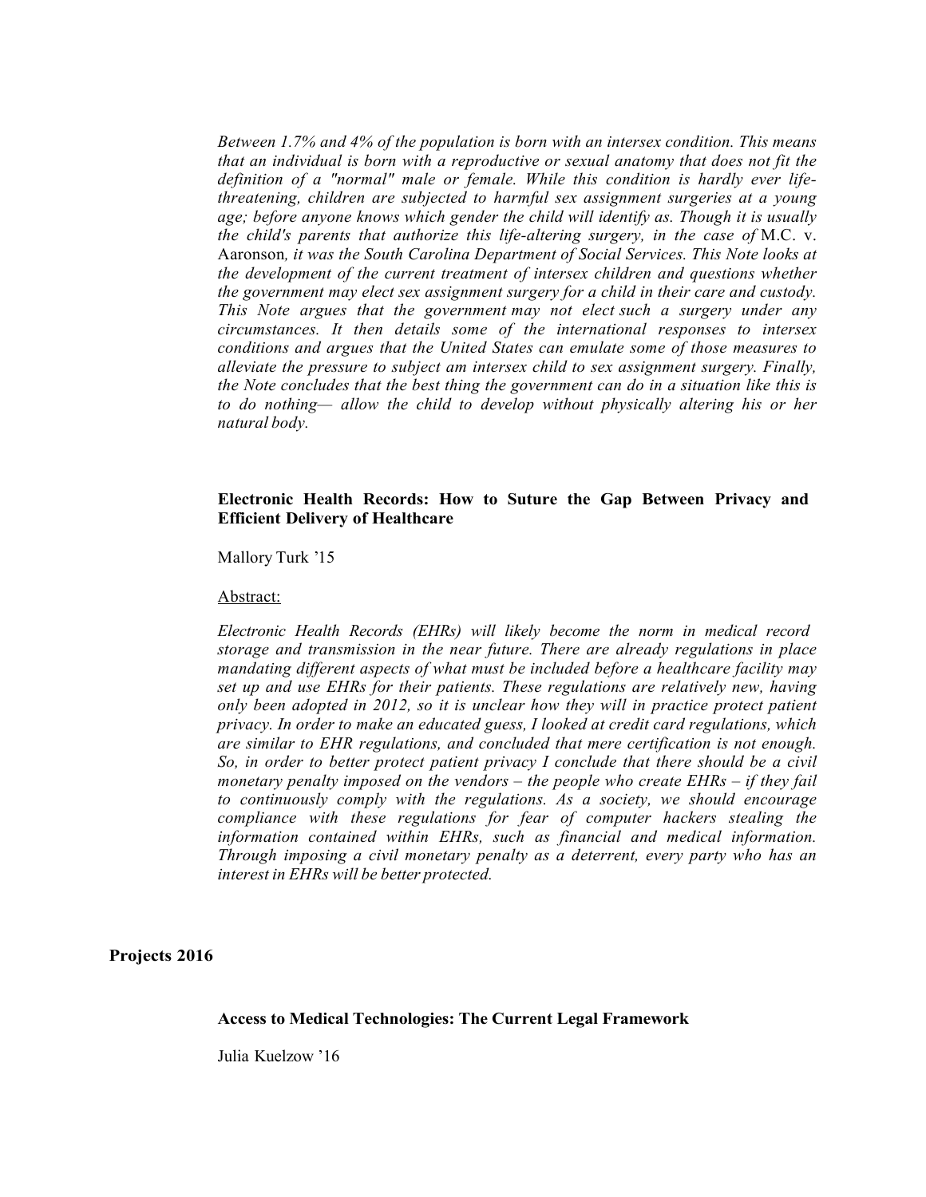*Between 1.7% and 4% of the population is born with an intersex condition. This means that an individual is born with a reproductive or sexual anatomy that does not fit the definition of a "normal" male or female. While this condition is hardly ever life-threatening, children are subjected to harmful sex assignment surgeries at a young age; before anyone knows which gender the child will identify as. Though it is usually the child's parents that authorize this life-altering surgery, in the case of* M.C. v. Aaronson*, it was the South Carolina Department of Social Services. This Note looks at the development of the current treatment of intersex children and questions whether the government may elect sex assignment surgery for a child in their care and custody. This Note argues that the government may not elect such a surgery under any circumstances. It then details some of the international responses to intersex conditions and argues that the United States can emulate some of those measures to alleviate the pressure to subject am intersex child to sex assignment surgery. Finally, the Note concludes that the best thing the government can do in a situation like this is to do nothing— allow the child to develop without physically altering his or her natural body.*

**Electronic Health Records: How to Suture the Gap Between Privacy and Efficient Delivery of Healthcare**

Mallory Turk '15

<u>Abstract:</u>

*Electronic Health Records (EHRs) will likely become the norm in medical record storage and transmission in the near future. There are already regulations in place mandating different aspects of what must be included before a healthcare facility may set up and use EHRs for their patients. These regulations are relatively new, having only been adopted in 2012, so it is unclear how they will in practice protect patient privacy. In order to make an educated guess, I looked at credit card regulations, which are similar to EHR regulations, and concluded that mere certification is not enough. So, in order to better protect patient privacy I conclude that there should be a civil monetary penalty imposed on the vendors – the people who create EHRs – if they fail to continuously comply with the regulations. As a society, we should encourage compliance with these regulations for fear of computer hackers stealing the information contained within EHRs, such as financial and medical information. Through imposing a civil monetary penalty as a deterrent, every party who has an interest in EHRs will be better protected.*

**Projects 2016**

**Access to Medical Technologies: The Current Legal Framework**

Julia Kuelzow '16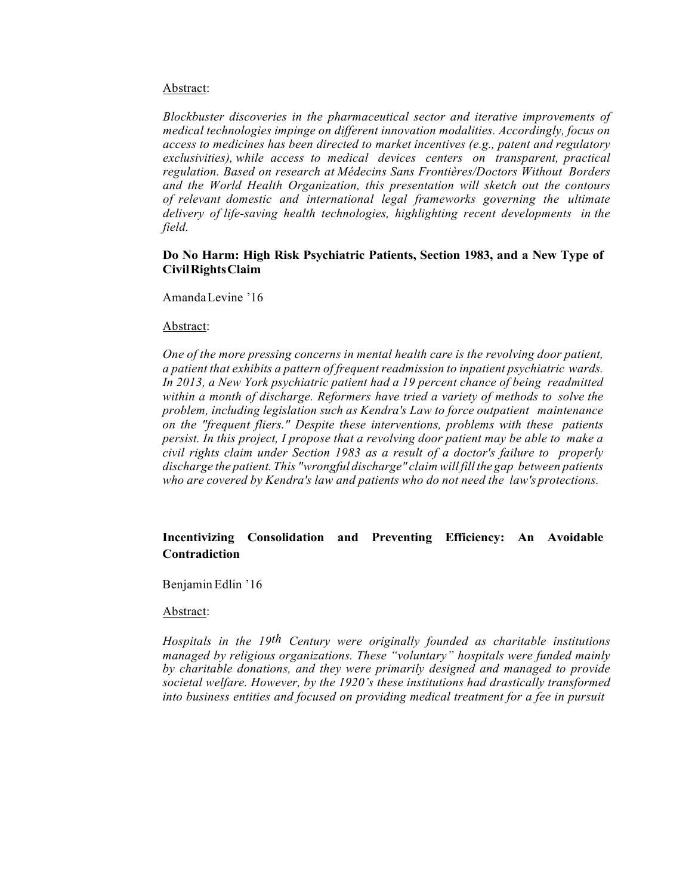Abstract:

*Blockbuster discoveries in the pharmaceutical sector and iterative improvements of medical technologies impinge on different innovation modalities. Accordingly, focus on access to medicines has been directed to market incentives (e.g., patent and regulatory exclusivities), while access to medical devices centers on transparent, practical regulation. Based on research at Médecins Sans Frontières/Doctors Without Borders and the World Health Organization, this presentation will sketch out the contours of relevant domestic and international legal frameworks governing the ultimate delivery of life-saving health technologies, highlighting recent developments in the field.*

**Do No Harm: High Risk Psychiatric Patients, Section 1983, and a New Type of Civil Rights Claim**

Amanda Levine '16

Abstract:

*One of the more pressing concerns in mental health care is the revolving door patient, a patient that exhibits a pattern of frequent readmission to inpatient psychiatric wards. In 2013, a New York psychiatric patient had a 19 percent chance of being readmitted within a month of discharge. Reformers have tried a variety of methods to solve the problem, including legislation such as Kendra's Law to force outpatient maintenance on the "frequent fliers." Despite these interventions, problems with these patients persist. In this project, I propose that a revolving door patient may be able to make a civil rights claim under Section 1983 as a result of a doctor's failure to properly discharge the patient. This "wrongful discharge" claim will fill the gap between patients who are covered by Kendra's law and patients who do not need the law's protections.*

**Incentivizing Consolidation and Preventing Efficiency: An Avoidable Contradiction**

Benjamin Edlin '16

Abstract:

*Hospitals in the 19th Century were originally founded as charitable institutions managed by religious organizations. These "voluntary" hospitals were funded mainly by charitable donations, and they were primarily designed and managed to provide societal welfare. However, by the 1920's these institutions had drastically transformed into business entities and focused on providing medical treatment for a fee in pursuit*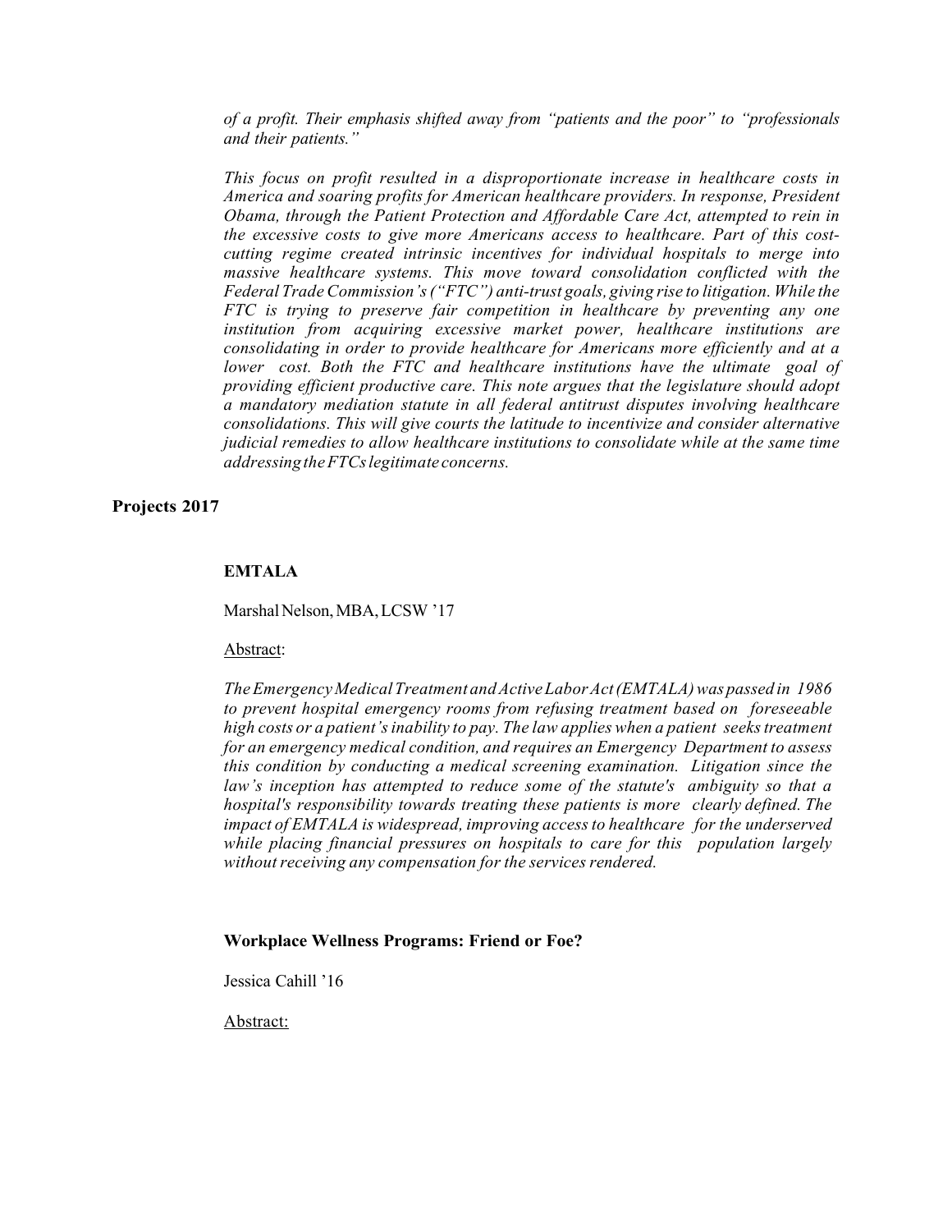*of a profit. Their emphasis shifted away from "patients and the poor" to "professionals and their patients."*

*This focus on profit resulted in a disproportionate increase in healthcare costs in America and soaring profits for American healthcare providers. In response, President Obama, through the Patient Protection and Affordable Care Act, attempted to rein in the excessive costs to give more Americans access to healthcare. Part of this cost-cutting regime created intrinsic incentives for individual hospitals to merge into massive healthcare systems. This move toward consolidation conflicted with the Federal Trade Commission's ("FTC") anti-trust goals, giving rise to litigation. While the FTC is trying to preserve fair competition in healthcare by preventing any one institution from acquiring excessive market power, healthcare institutions are consolidating in order to provide healthcare for Americans more efficiently and at a lower cost. Both the FTC and healthcare institutions have the ultimate goal of providing efficient productive care. This note argues that the legislature should adopt a mandatory mediation statute in all federal antitrust disputes involving healthcare consolidations. This will give courts the latitude to incentivize and consider alternative judicial remedies to allow healthcare institutions to consolidate while at the same time addressing the FTCs legitimate concerns.*

## Projects 2017

### EMTALA

Marshal Nelson, MBA, LCSW '17

Abstract:

*The Emergency Medical Treatment and Active Labor Act (EMTALA) was passed in 1986 to prevent hospital emergency rooms from refusing treatment based on foreseeable high costs or a patient's inability to pay. The law applies when a patient seeks treatment for an emergency medical condition, and requires an Emergency Department to assess this condition by conducting a medical screening examination. Litigation since the law's inception has attempted to reduce some of the statute's ambiguity so that a hospital's responsibility towards treating these patients is more clearly defined. The impact of EMTALA is widespread, improving access to healthcare for the underserved while placing financial pressures on hospitals to care for this population largely without receiving any compensation for the services rendered.*

### Workplace Wellness Programs: Friend or Foe?

Jessica Cahill '16

Abstract: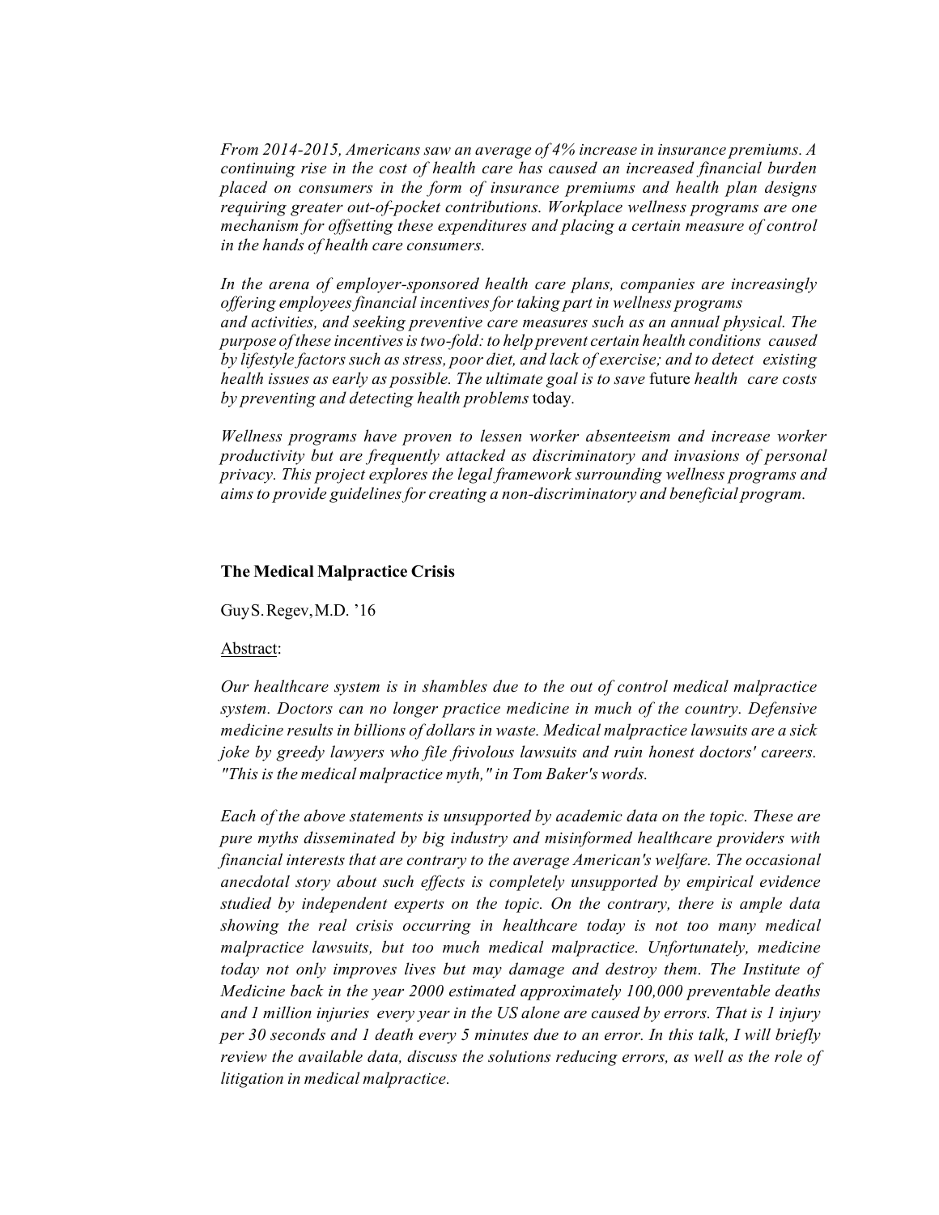*From 2014-2015, Americans saw an average of 4% increase in insurance premiums. A continuing rise in the cost of health care has caused an increased financial burden placed on consumers in the form of insurance premiums and health plan designs requiring greater out-of-pocket contributions. Workplace wellness programs are one mechanism for offsetting these expenditures and placing a certain measure of control in the hands of health care consumers.*

*In the arena of employer-sponsored health care plans, companies are increasingly offering employees financial incentives for taking part in wellness programs and activities, and seeking preventive care measures such as an annual physical. The purpose of these incentives is two-fold: to help prevent certain health conditions caused by lifestyle factors such as stress, poor diet, and lack of exercise; and to detect existing health issues as early as possible. The ultimate goal is to save* future *health care costs by preventing and detecting health problems* today.

*Wellness programs have proven to lessen worker absenteeism and increase worker productivity but are frequently attacked as discriminatory and invasions of personal privacy. This project explores the legal framework surrounding wellness programs and aims to provide guidelines for creating a non-discriminatory and beneficial program.*

**The Medical Malpractice Crisis**

Guy S. Regev, M.D. '16

Abstract:

*Our healthcare system is in shambles due to the out of control medical malpractice system. Doctors can no longer practice medicine in much of the country. Defensive medicine results in billions of dollars in waste. Medical malpractice lawsuits are a sick joke by greedy lawyers who file frivolous lawsuits and ruin honest doctors' careers. "This is the medical malpractice myth," in Tom Baker's words.*

*Each of the above statements is unsupported by academic data on the topic. These are pure myths disseminated by big industry and misinformed healthcare providers with financial interests that are contrary to the average American's welfare. The occasional anecdotal story about such effects is completely unsupported by empirical evidence studied by independent experts on the topic. On the contrary, there is ample data showing the real crisis occurring in healthcare today is not too many medical malpractice lawsuits, but too much medical malpractice. Unfortunately, medicine today not only improves lives but may damage and destroy them. The Institute of Medicine back in the year 2000 estimated approximately 100,000 preventable deaths and 1 million injuries every year in the US alone are caused by errors. That is 1 injury per 30 seconds and 1 death every 5 minutes due to an error. In this talk, I will briefly review the available data, discuss the solutions reducing errors, as well as the role of litigation in medical malpractice.*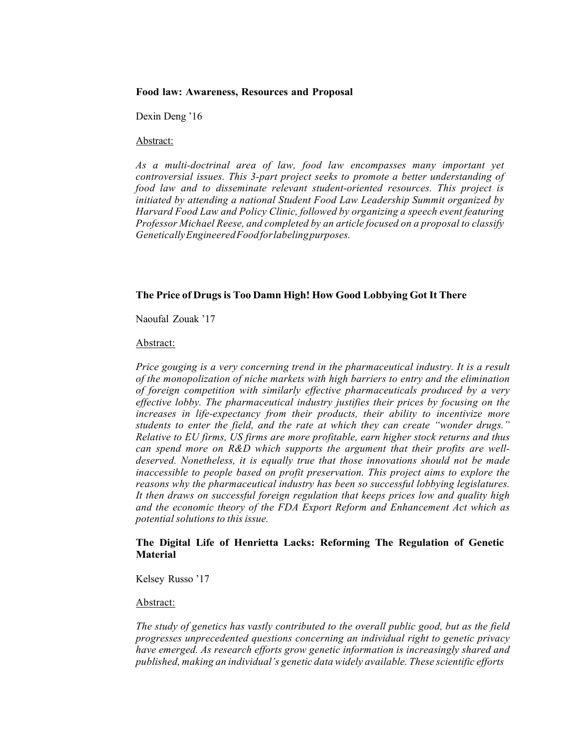**Food law: Awareness, Resources and Proposal**

Dexin Deng '16

Abstract:

*As a multi-doctrinal area of law, food law encompasses many important yet controversial issues. This 3-part project seeks to promote a better understanding of food law and to disseminate relevant student-oriented resources. This project is initiated by attending a national Student Food Law Leadership Summit organized by Harvard Food Law and Policy Clinic, followed by organizing a speech event featuring Professor Michael Reese, and completed by an article focused on a proposal to classify Genetically Engineered Food for labeling purposes.*

**The Price of Drugs is Too Damn High! How Good Lobbying Got It There**

Naoufal Zouak '17

Abstract:

*Price gouging is a very concerning trend in the pharmaceutical industry. It is a result of the monopolization of niche markets with high barriers to entry and the elimination of foreign competition with similarly effective pharmaceuticals produced by a very effective lobby. The pharmaceutical industry justifies their prices by focusing on the increases in life-expectancy from their products, their ability to incentivize more students to enter the field, and the rate at which they can create "wonder drugs." Relative to EU firms, US firms are more profitable, earn higher stock returns and thus can spend more on R&D which supports the argument that their profits are well-deserved. Nonetheless, it is equally true that those innovations should not be made inaccessible to people based on profit preservation. This project aims to explore the reasons why the pharmaceutical industry has been so successful lobbying legislatures. It then draws on successful foreign regulation that keeps prices low and quality high and the economic theory of the FDA Export Reform and Enhancement Act which as potential solutions to this issue.*

**The Digital Life of Henrietta Lacks: Reforming The Regulation of Genetic Material**

Kelsey Russo '17

Abstract:

*The study of genetics has vastly contributed to the overall public good, but as the field progresses unprecedented questions concerning an individual right to genetic privacy have emerged. As research efforts grow genetic information is increasingly shared and published, making an individual's genetic data widely available. These scientific efforts*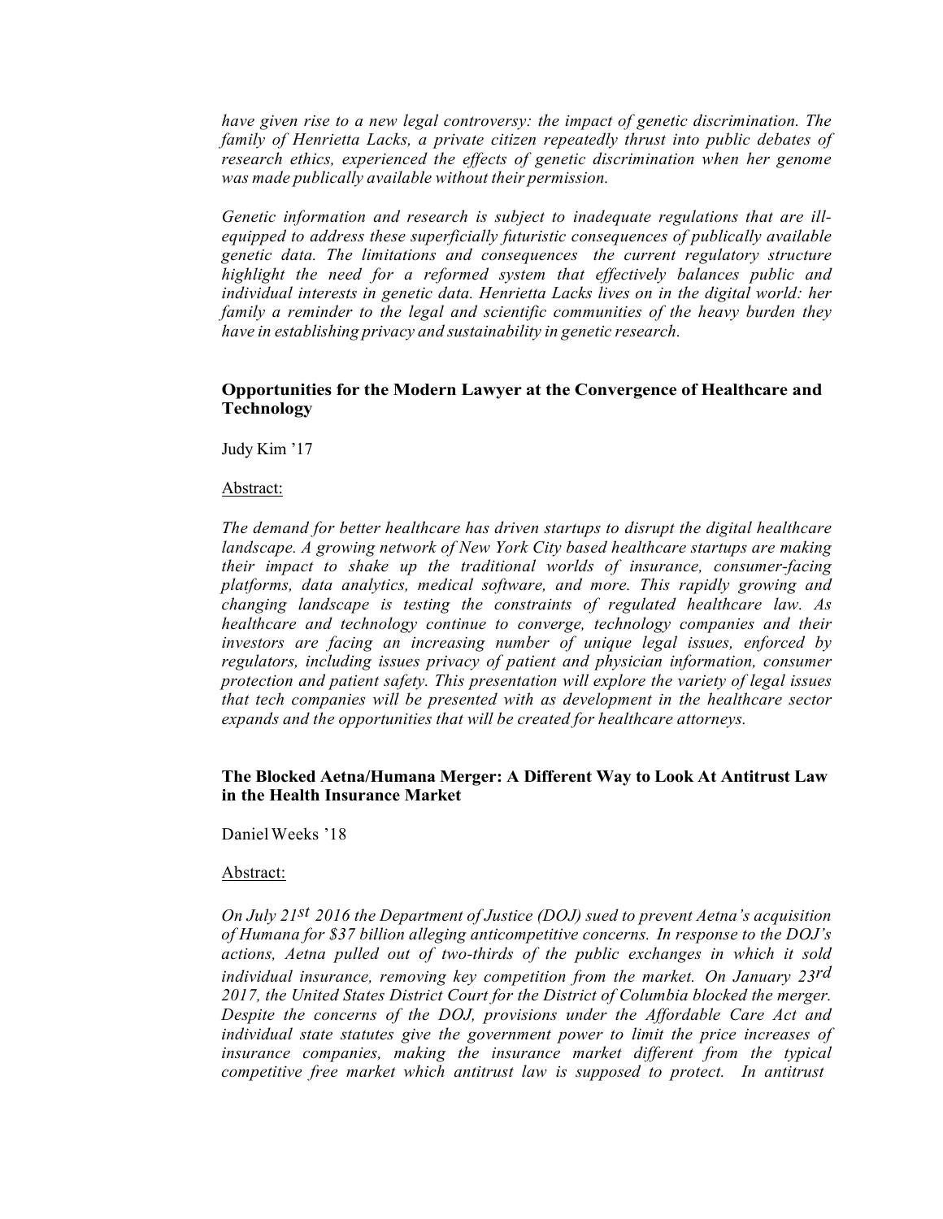*have given rise to a new legal controversy: the impact of genetic discrimination. The family of Henrietta Lacks, a private citizen repeatedly thrust into public debates of research ethics, experienced the effects of genetic discrimination when her genome was made publically available without their permission.*

*Genetic information and research is subject to inadequate regulations that are ill-equipped to address these superficially futuristic consequences of publically available genetic data. The limitations and consequences the current regulatory structure highlight the need for a reformed system that effectively balances public and individual interests in genetic data. Henrietta Lacks lives on in the digital world: her family a reminder to the legal and scientific communities of the heavy burden they have in establishing privacy and sustainability in genetic research.*

**Opportunities for the Modern Lawyer at the Convergence of Healthcare and Technology**

Judy Kim '17

Abstract:

*The demand for better healthcare has driven startups to disrupt the digital healthcare landscape. A growing network of New York City based healthcare startups are making their impact to shake up the traditional worlds of insurance, consumer-facing platforms, data analytics, medical software, and more. This rapidly growing and changing landscape is testing the constraints of regulated healthcare law. As healthcare and technology continue to converge, technology companies and their investors are facing an increasing number of unique legal issues, enforced by regulators, including issues privacy of patient and physician information, consumer protection and patient safety. This presentation will explore the variety of legal issues that tech companies will be presented with as development in the healthcare sector expands and the opportunities that will be created for healthcare attorneys.*

**The Blocked Aetna/Humana Merger: A Different Way to Look At Antitrust Law in the Health Insurance Market**

Daniel Weeks '18

Abstract:

*On July 21st 2016 the Department of Justice (DOJ) sued to prevent Aetna's acquisition of Humana for $37 billion alleging anticompetitive concerns. In response to the DOJ's actions, Aetna pulled out of two-thirds of the public exchanges in which it sold individual insurance, removing key competition from the market. On January 23rd 2017, the United States District Court for the District of Columbia blocked the merger. Despite the concerns of the DOJ, provisions under the Affordable Care Act and individual state statutes give the government power to limit the price increases of insurance companies, making the insurance market different from the typical competitive free market which antitrust law is supposed to protect. In antitrust*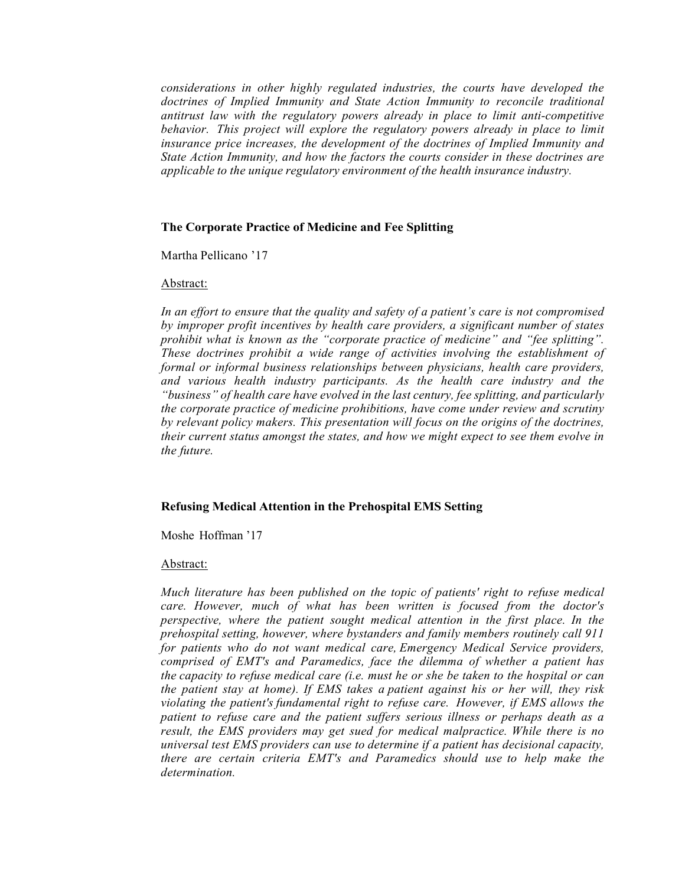*considerations in other highly regulated industries, the courts have developed the doctrines of Implied Immunity and State Action Immunity to reconcile traditional antitrust law with the regulatory powers already in place to limit anti-competitive behavior. This project will explore the regulatory powers already in place to limit insurance price increases, the development of the doctrines of Implied Immunity and State Action Immunity, and how the factors the courts consider in these doctrines are applicable to the unique regulatory environment of the health insurance industry.*

**The Corporate Practice of Medicine and Fee Splitting**

Martha Pellicano '17

Abstract:

*In an effort to ensure that the quality and safety of a patient's care is not compromised by improper profit incentives by health care providers, a significant number of states prohibit what is known as the "corporate practice of medicine" and "fee splitting". These doctrines prohibit a wide range of activities involving the establishment of formal or informal business relationships between physicians, health care providers, and various health industry participants. As the health care industry and the "business" of health care have evolved in the last century, fee splitting, and particularly the corporate practice of medicine prohibitions, have come under review and scrutiny by relevant policy makers. This presentation will focus on the origins of the doctrines, their current status amongst the states, and how we might expect to see them evolve in the future.*

**Refusing Medical Attention in the Prehospital EMS Setting**

Moshe Hoffman '17

Abstract:

*Much literature has been published on the topic of patients' right to refuse medical care. However, much of what has been written is focused from the doctor's perspective, where the patient sought medical attention in the first place. In the prehospital setting, however, where bystanders and family members routinely call 911 for patients who do not want medical care, Emergency Medical Service providers, comprised of EMT's and Paramedics, face the dilemma of whether a patient has the capacity to refuse medical care (i.e. must he or she be taken to the hospital or can the patient stay at home). If EMS takes a patient against his or her will, they risk violating the patient's fundamental right to refuse care. However, if EMS allows the patient to refuse care and the patient suffers serious illness or perhaps death as a result, the EMS providers may get sued for medical malpractice. While there is no universal test EMS providers can use to determine if a patient has decisional capacity, there are certain criteria EMT's and Paramedics should use to help make the determination.*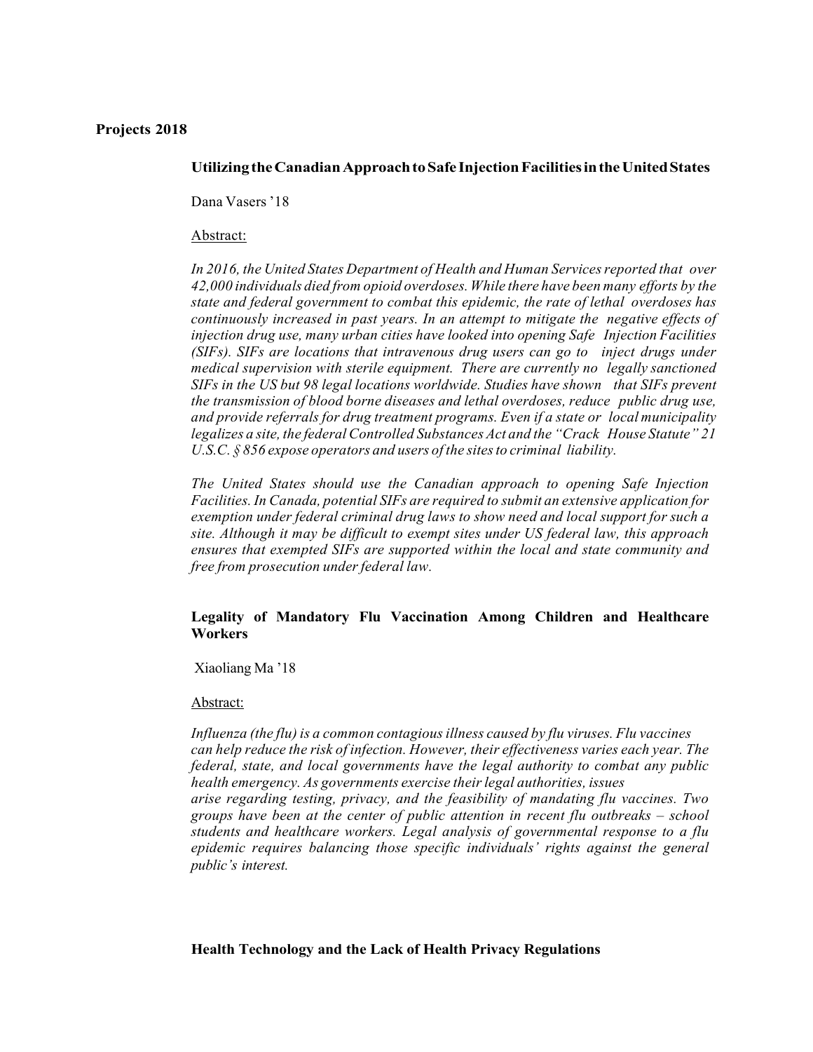**Projects 2018**

### Utilizing the Canadian Approach to Safe Injection Facilities in the United States

Dana Vasers '18

Abstract:

*In 2016, the United States Department of Health and Human Services reported that over 42,000 individuals died from opioid overdoses. While there have been many efforts by the state and federal government to combat this epidemic, the rate of lethal overdoses has continuously increased in past years. In an attempt to mitigate the negative effects of injection drug use, many urban cities have looked into opening Safe Injection Facilities (SIFs). SIFs are locations that intravenous drug users can go to inject drugs under medical supervision with sterile equipment. There are currently no legally sanctioned SIFs in the US but 98 legal locations worldwide. Studies have shown that SIFs prevent the transmission of blood borne diseases and lethal overdoses, reduce public drug use, and provide referrals for drug treatment programs. Even if a state or local municipality legalizes a site, the federal Controlled Substances Act and the "Crack House Statute" 21 U.S.C. § 856 expose operators and users of the sites to criminal liability.*

*The United States should use the Canadian approach to opening Safe Injection Facilities. In Canada, potential SIFs are required to submit an extensive application for exemption under federal criminal drug laws to show need and local support for such a site. Although it may be difficult to exempt sites under US federal law, this approach ensures that exempted SIFs are supported within the local and state community and free from prosecution under federal law.*

### Legality of Mandatory Flu Vaccination Among Children and Healthcare Workers

Xiaoliang Ma '18

Abstract:

*Influenza (the flu) is a common contagious illness caused by flu viruses. Flu vaccines can help reduce the risk of infection. However, their effectiveness varies each year. The federal, state, and local governments have the legal authority to combat any public health emergency. As governments exercise their legal authorities, issues arise regarding testing, privacy, and the feasibility of mandating flu vaccines. Two groups have been at the center of public attention in recent flu outbreaks – school students and healthcare workers. Legal analysis of governmental response to a flu epidemic requires balancing those specific individuals' rights against the general public's interest.*

### Health Technology and the Lack of Health Privacy Regulations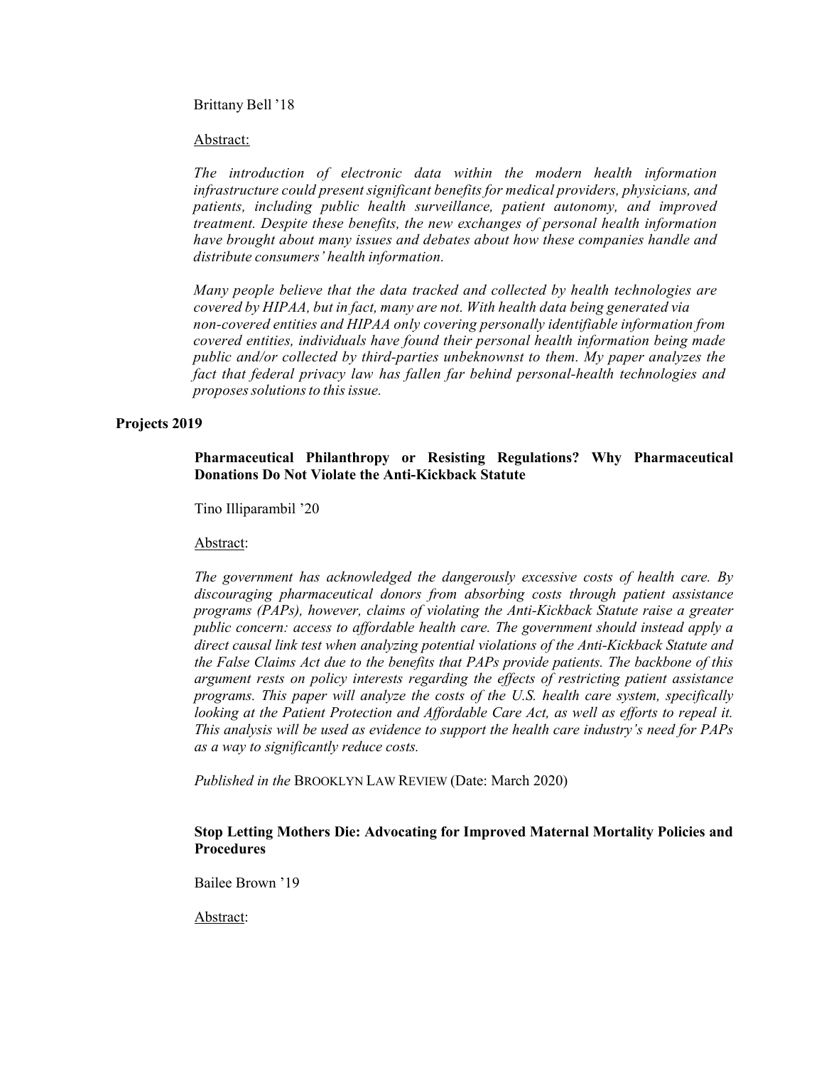Brittany Bell '18

Abstract:

*The introduction of electronic data within the modern health information infrastructure could present significant benefits for medical providers, physicians, and patients, including public health surveillance, patient autonomy, and improved treatment. Despite these benefits, the new exchanges of personal health information have brought about many issues and debates about how these companies handle and distribute consumers' health information.*

*Many people believe that the data tracked and collected by health technologies are covered by HIPAA, but in fact, many are not. With health data being generated via non-covered entities and HIPAA only covering personally identifiable information from covered entities, individuals have found their personal health information being made public and/or collected by third-parties unbeknownst to them. My paper analyzes the fact that federal privacy law has fallen far behind personal-health technologies and proposes solutions to this issue.*

## Projects 2019

### Pharmaceutical Philanthropy or Resisting Regulations? Why Pharmaceutical Donations Do Not Violate the Anti-Kickback Statute

Tino Illiparambil '20

Abstract:

*The government has acknowledged the dangerously excessive costs of health care. By discouraging pharmaceutical donors from absorbing costs through patient assistance programs (PAPs), however, claims of violating the Anti-Kickback Statute raise a greater public concern: access to affordable health care. The government should instead apply a direct causal link test when analyzing potential violations of the Anti-Kickback Statute and the False Claims Act due to the benefits that PAPs provide patients. The backbone of this argument rests on policy interests regarding the effects of restricting patient assistance programs. This paper will analyze the costs of the U.S. health care system, specifically looking at the Patient Protection and Affordable Care Act, as well as efforts to repeal it. This analysis will be used as evidence to support the health care industry's need for PAPs as a way to significantly reduce costs.*

*Published in the* BROOKLYN LAW REVIEW (Date: March 2020)

### Stop Letting Mothers Die: Advocating for Improved Maternal Mortality Policies and Procedures

Bailee Brown '19

Abstract: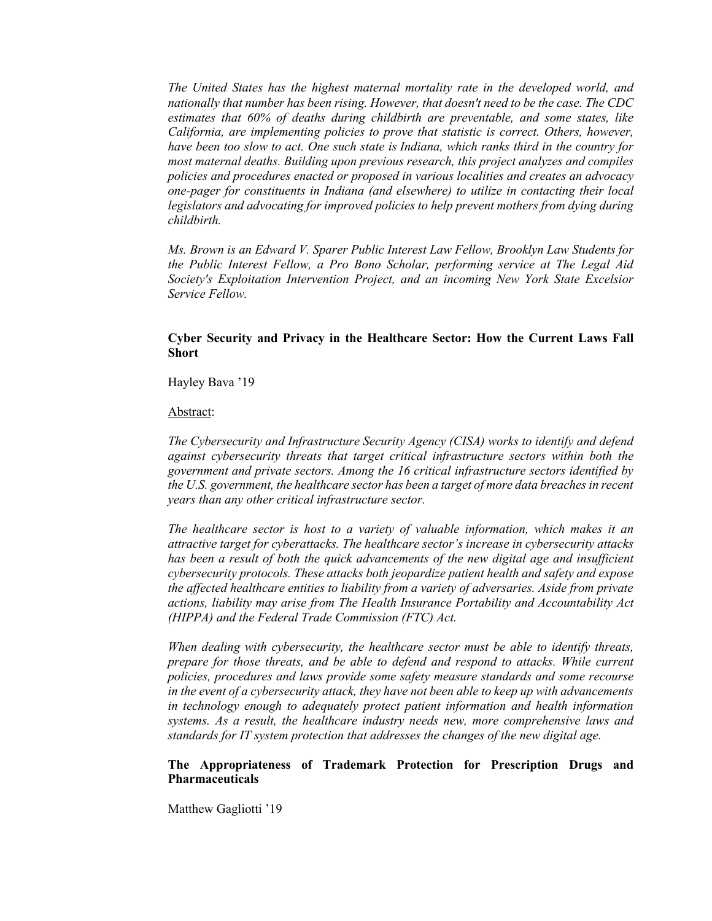*The United States has the highest maternal mortality rate in the developed world, and nationally that number has been rising. However, that doesn't need to be the case. The CDC estimates that 60% of deaths during childbirth are preventable, and some states, like California, are implementing policies to prove that statistic is correct. Others, however, have been too slow to act. One such state is Indiana, which ranks third in the country for most maternal deaths. Building upon previous research, this project analyzes and compiles policies and procedures enacted or proposed in various localities and creates an advocacy one-pager for constituents in Indiana (and elsewhere) to utilize in contacting their local legislators and advocating for improved policies to help prevent mothers from dying during childbirth.*

*Ms. Brown is an Edward V. Sparer Public Interest Law Fellow, Brooklyn Law Students for the Public Interest Fellow, a Pro Bono Scholar, performing service at The Legal Aid Society's Exploitation Intervention Project, and an incoming New York State Excelsior Service Fellow.*

**Cyber Security and Privacy in the Healthcare Sector: How the Current Laws Fall Short**

Hayley Bava ’19

Abstract:

*The Cybersecurity and Infrastructure Security Agency (CISA) works to identify and defend against cybersecurity threats that target critical infrastructure sectors within both the government and private sectors. Among the 16 critical infrastructure sectors identified by the U.S. government, the healthcare sector has been a target of more data breaches in recent years than any other critical infrastructure sector.*

*The healthcare sector is host to a variety of valuable information, which makes it an attractive target for cyberattacks. The healthcare sector’s increase in cybersecurity attacks has been a result of both the quick advancements of the new digital age and insufficient cybersecurity protocols. These attacks both jeopardize patient health and safety and expose the affected healthcare entities to liability from a variety of adversaries. Aside from private actions, liability may arise from The Health Insurance Portability and Accountability Act (HIPPA) and the Federal Trade Commission (FTC) Act.*

*When dealing with cybersecurity, the healthcare sector must be able to identify threats, prepare for those threats, and be able to defend and respond to attacks. While current policies, procedures and laws provide some safety measure standards and some recourse in the event of a cybersecurity attack, they have not been able to keep up with advancements in technology enough to adequately protect patient information and health information systems. As a result, the healthcare industry needs new, more comprehensive laws and standards for IT system protection that addresses the changes of the new digital age.*

**The Appropriateness of Trademark Protection for Prescription Drugs and Pharmaceuticals**

Matthew Gagliotti ’19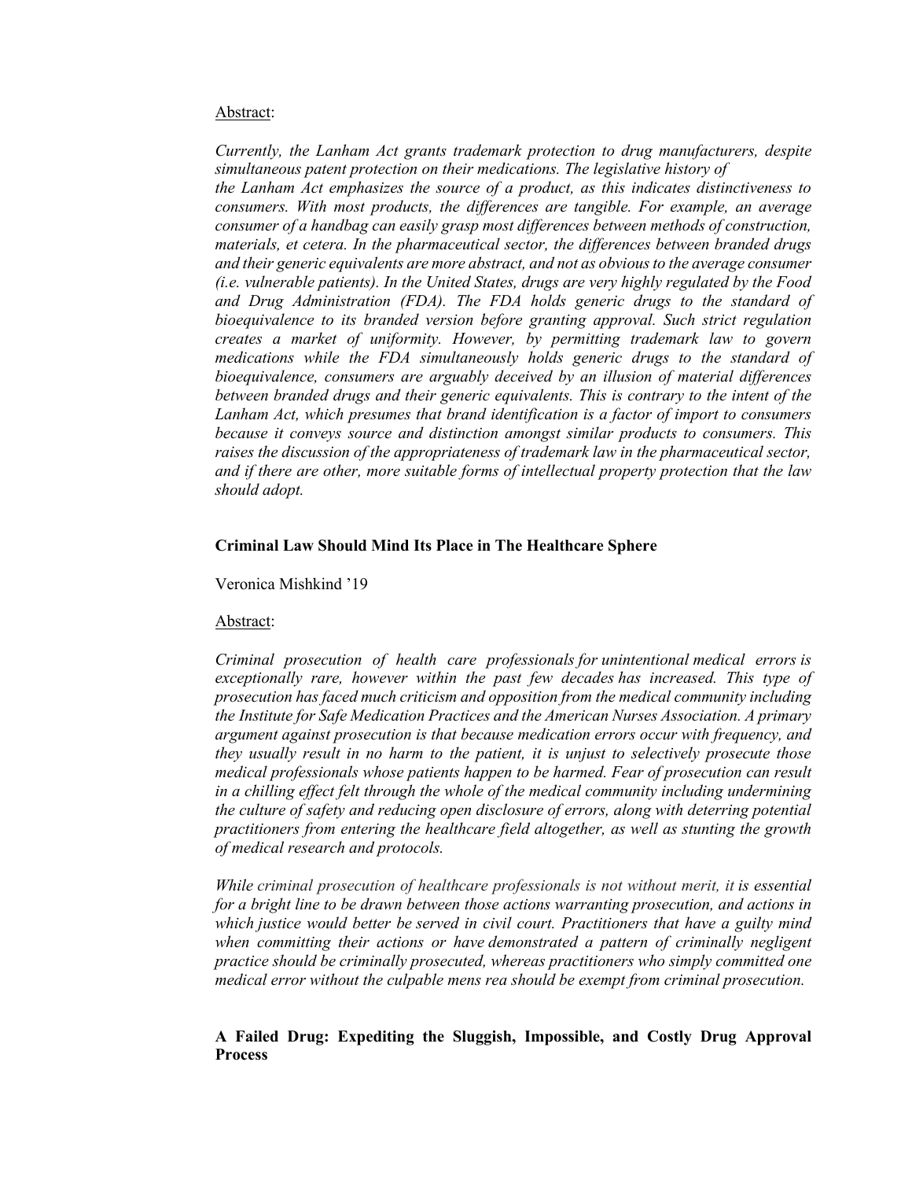Abstract:

*Currently, the Lanham Act grants trademark protection to drug manufacturers, despite simultaneous patent protection on their medications. The legislative history of the Lanham Act emphasizes the source of a product, as this indicates distinctiveness to consumers. With most products, the differences are tangible. For example, an average consumer of a handbag can easily grasp most differences between methods of construction, materials, et cetera. In the pharmaceutical sector, the differences between branded drugs and their generic equivalents are more abstract, and not as obvious to the average consumer (i.e. vulnerable patients). In the United States, drugs are very highly regulated by the Food and Drug Administration (FDA). The FDA holds generic drugs to the standard of bioequivalence to its branded version before granting approval. Such strict regulation creates a market of uniformity. However, by permitting trademark law to govern medications while the FDA simultaneously holds generic drugs to the standard of bioequivalence, consumers are arguably deceived by an illusion of material differences between branded drugs and their generic equivalents. This is contrary to the intent of the Lanham Act, which presumes that brand identification is a factor of import to consumers because it conveys source and distinction amongst similar products to consumers. This raises the discussion of the appropriateness of trademark law in the pharmaceutical sector, and if there are other, more suitable forms of intellectual property protection that the law should adopt.*

**Criminal Law Should Mind Its Place in The Healthcare Sphere**

Veronica Mishkind '19

Abstract:

*Criminal prosecution of health care professionals for unintentional medical errors is exceptionally rare, however within the past few decades has increased. This type of prosecution has faced much criticism and opposition from the medical community including the Institute for Safe Medication Practices and the American Nurses Association. A primary argument against prosecution is that because medication errors occur with frequency, and they usually result in no harm to the patient, it is unjust to selectively prosecute those medical professionals whose patients happen to be harmed. Fear of prosecution can result in a chilling effect felt through the whole of the medical community including undermining the culture of safety and reducing open disclosure of errors, along with deterring potential practitioners from entering the healthcare field altogether, as well as stunting the growth of medical research and protocols.*

*While criminal prosecution of healthcare professionals is not without merit, it is essential for a bright line to be drawn between those actions warranting prosecution, and actions in which justice would better be served in civil court. Practitioners that have a guilty mind when committing their actions or have demonstrated a pattern of criminally negligent practice should be criminally prosecuted, whereas practitioners who simply committed one medical error without the culpable mens rea should be exempt from criminal prosecution.*

**A Failed Drug: Expediting the Sluggish, Impossible, and Costly Drug Approval Process**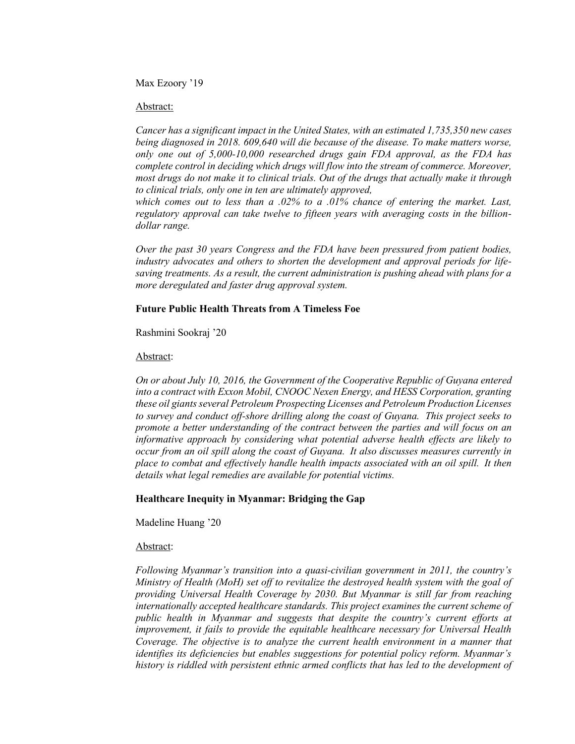Max Ezoory '19

Abstract:

*Cancer has a significant impact in the United States, with an estimated 1,735,350 new cases being diagnosed in 2018. 609,640 will die because of the disease. To make matters worse, only one out of 5,000-10,000 researched drugs gain FDA approval, as the FDA has complete control in deciding which drugs will flow into the stream of commerce. Moreover, most drugs do not make it to clinical trials. Out of the drugs that actually make it through to clinical trials, only one in ten are ultimately approved,*
*which comes out to less than a .02% to a .01% chance of entering the market. Last, regulatory approval can take twelve to fifteen years with averaging costs in the billion-dollar range.*

*Over the past 30 years Congress and the FDA have been pressured from patient bodies, industry advocates and others to shorten the development and approval periods for life-saving treatments. As a result, the current administration is pushing ahead with plans for a more deregulated and faster drug approval system.*

**Future Public Health Threats from A Timeless Foe**

Rashmini Sookraj '20

Abstract:

*On or about July 10, 2016, the Government of the Cooperative Republic of Guyana entered into a contract with Exxon Mobil, CNOOC Nexen Energy, and HESS Corporation, granting these oil giants several Petroleum Prospecting Licenses and Petroleum Production Licenses to survey and conduct off-shore drilling along the coast of Guyana. This project seeks to promote a better understanding of the contract between the parties and will focus on an informative approach by considering what potential adverse health effects are likely to occur from an oil spill along the coast of Guyana. It also discusses measures currently in place to combat and effectively handle health impacts associated with an oil spill. It then details what legal remedies are available for potential victims.*

**Healthcare Inequity in Myanmar: Bridging the Gap**

Madeline Huang '20

Abstract:

*Following Myanmar's transition into a quasi-civilian government in 2011, the country's Ministry of Health (MoH) set off to revitalize the destroyed health system with the goal of providing Universal Health Coverage by 2030. But Myanmar is still far from reaching internationally accepted healthcare standards. This project examines the current scheme of public health in Myanmar and suggests that despite the country's current efforts at improvement, it fails to provide the equitable healthcare necessary for Universal Health Coverage. The objective is to analyze the current health environment in a manner that identifies its deficiencies but enables suggestions for potential policy reform. Myanmar's history is riddled with persistent ethnic armed conflicts that has led to the development of*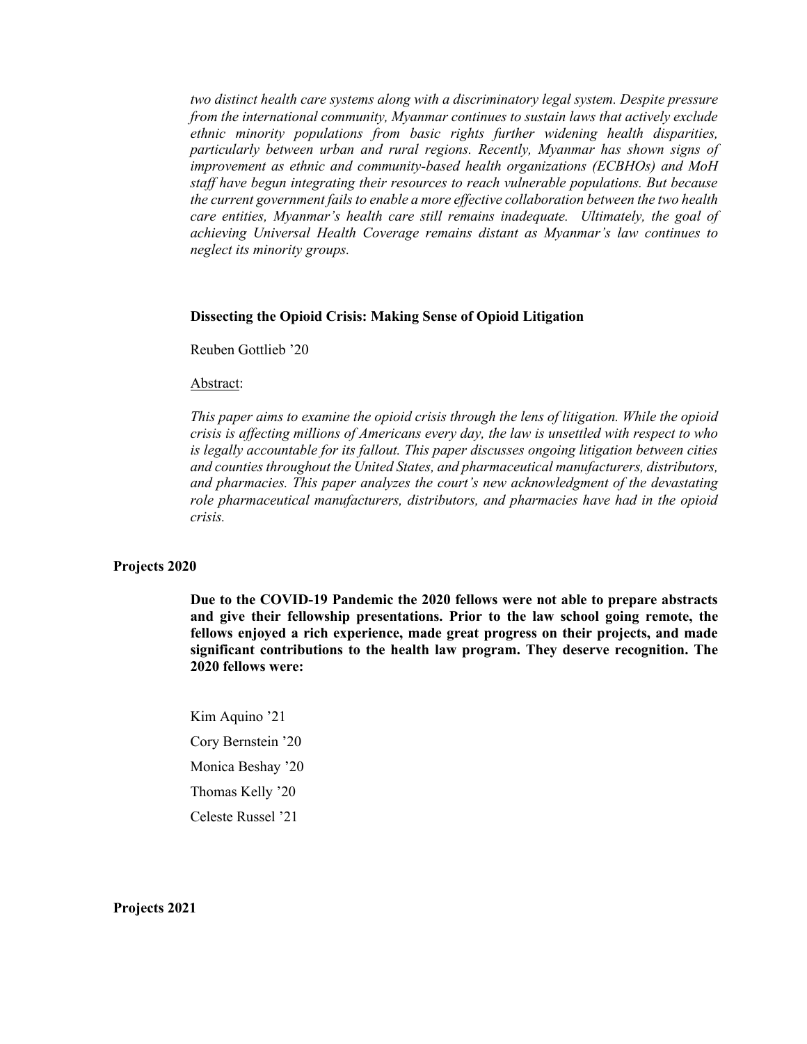*two distinct health care systems along with a discriminatory legal system. Despite pressure from the international community, Myanmar continues to sustain laws that actively exclude ethnic minority populations from basic rights further widening health disparities, particularly between urban and rural regions. Recently, Myanmar has shown signs of improvement as ethnic and community-based health organizations (ECBHOs) and MoH staff have begun integrating their resources to reach vulnerable populations. But because the current government fails to enable a more effective collaboration between the two health care entities, Myanmar's health care still remains inadequate. Ultimately, the goal of achieving Universal Health Coverage remains distant as Myanmar's law continues to neglect its minority groups.*

**Dissecting the Opioid Crisis: Making Sense of Opioid Litigation**

Reuben Gottlieb '20

Abstract:

*This paper aims to examine the opioid crisis through the lens of litigation. While the opioid crisis is affecting millions of Americans every day, the law is unsettled with respect to who is legally accountable for its fallout. This paper discusses ongoing litigation between cities and counties throughout the United States, and pharmaceutical manufacturers, distributors, and pharmacies. This paper analyzes the court's new acknowledgment of the devastating role pharmaceutical manufacturers, distributors, and pharmacies have had in the opioid crisis.*

**Projects 2020**

**Due to the COVID-19 Pandemic the 2020 fellows were not able to prepare abstracts and give their fellowship presentations. Prior to the law school going remote, the fellows enjoyed a rich experience, made great progress on their projects, and made significant contributions to the health law program. They deserve recognition. The 2020 fellows were:**

Kim Aquino '21

Cory Bernstein '20

Monica Beshay '20

Thomas Kelly '20

Celeste Russel '21

**Projects 2021**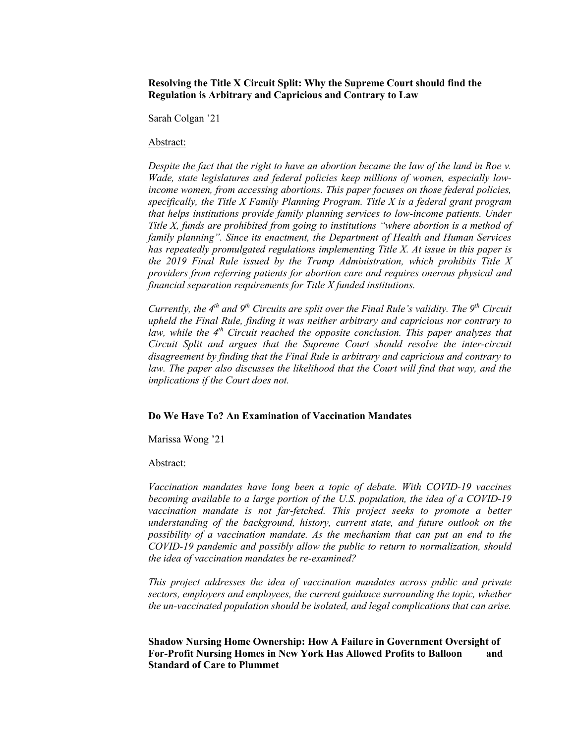**Resolving the Title X Circuit Split: Why the Supreme Court should find the Regulation is Arbitrary and Capricious and Contrary to Law**

Sarah Colgan '21

Abstract:

*Despite the fact that the right to have an abortion became the law of the land in Roe v. Wade, state legislatures and federal policies keep millions of women, especially low-income women, from accessing abortions. This paper focuses on those federal policies, specifically, the Title X Family Planning Program. Title X is a federal grant program that helps institutions provide family planning services to low-income patients. Under Title X, funds are prohibited from going to institutions "where abortion is a method of family planning". Since its enactment, the Department of Health and Human Services has repeatedly promulgated regulations implementing Title X. At issue in this paper is the 2019 Final Rule issued by the Trump Administration, which prohibits Title X providers from referring patients for abortion care and requires onerous physical and financial separation requirements for Title X funded institutions.*

*Currently, the 4th and 9th Circuits are split over the Final Rule's validity. The 9th Circuit upheld the Final Rule, finding it was neither arbitrary and capricious nor contrary to law, while the 4th Circuit reached the opposite conclusion. This paper analyzes that Circuit Split and argues that the Supreme Court should resolve the inter-circuit disagreement by finding that the Final Rule is arbitrary and capricious and contrary to law. The paper also discusses the likelihood that the Court will find that way, and the implications if the Court does not.*

**Do We Have To? An Examination of Vaccination Mandates**

Marissa Wong '21

Abstract:

*Vaccination mandates have long been a topic of debate. With COVID-19 vaccines becoming available to a large portion of the U.S. population, the idea of a COVID-19 vaccination mandate is not far-fetched. This project seeks to promote a better understanding of the background, history, current state, and future outlook on the possibility of a vaccination mandate. As the mechanism that can put an end to the COVID-19 pandemic and possibly allow the public to return to normalization, should the idea of vaccination mandates be re-examined?*

*This project addresses the idea of vaccination mandates across public and private sectors, employers and employees, the current guidance surrounding the topic, whether the un-vaccinated population should be isolated, and legal complications that can arise.*

**Shadow Nursing Home Ownership: How A Failure in Government Oversight of For-Profit Nursing Homes in New York Has Allowed Profits to Balloon and Standard of Care to Plummet**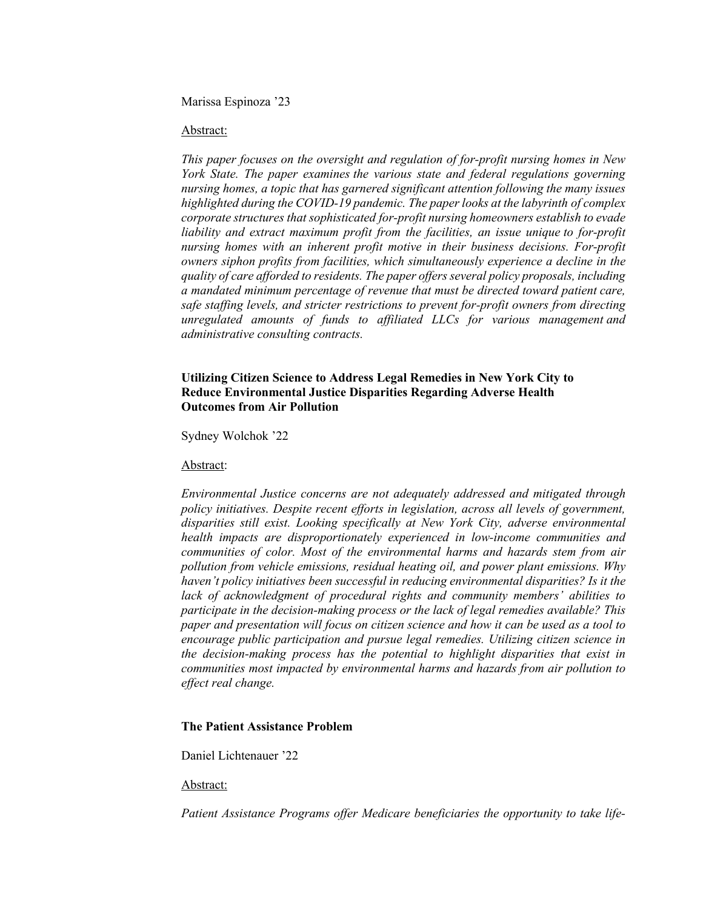Marissa Espinoza '23

Abstract:

*This paper focuses on the oversight and regulation of for-profit nursing homes in New York State. The paper examines the various state and federal regulations governing nursing homes, a topic that has garnered significant attention following the many issues highlighted during the COVID-19 pandemic. The paper looks at the labyrinth of complex corporate structures that sophisticated for-profit nursing homeowners establish to evade liability and extract maximum profit from the facilities, an issue unique to for-profit nursing homes with an inherent profit motive in their business decisions. For-profit owners siphon profits from facilities, which simultaneously experience a decline in the quality of care afforded to residents. The paper offers several policy proposals, including a mandated minimum percentage of revenue that must be directed toward patient care, safe staffing levels, and stricter restrictions to prevent for-profit owners from directing unregulated amounts of funds to affiliated LLCs for various management and administrative consulting contracts.*

**Utilizing Citizen Science to Address Legal Remedies in New York City to Reduce Environmental Justice Disparities Regarding Adverse Health Outcomes from Air Pollution**

Sydney Wolchok '22

Abstract:

*Environmental Justice concerns are not adequately addressed and mitigated through policy initiatives. Despite recent efforts in legislation, across all levels of government, disparities still exist. Looking specifically at New York City, adverse environmental health impacts are disproportionately experienced in low-income communities and communities of color. Most of the environmental harms and hazards stem from air pollution from vehicle emissions, residual heating oil, and power plant emissions. Why haven't policy initiatives been successful in reducing environmental disparities? Is it the lack of acknowledgment of procedural rights and community members' abilities to participate in the decision-making process or the lack of legal remedies available? This paper and presentation will focus on citizen science and how it can be used as a tool to encourage public participation and pursue legal remedies. Utilizing citizen science in the decision-making process has the potential to highlight disparities that exist in communities most impacted by environmental harms and hazards from air pollution to effect real change.*

**The Patient Assistance Problem**

Daniel Lichtenauer '22

Abstract:

*Patient Assistance Programs offer Medicare beneficiaries the opportunity to take life-*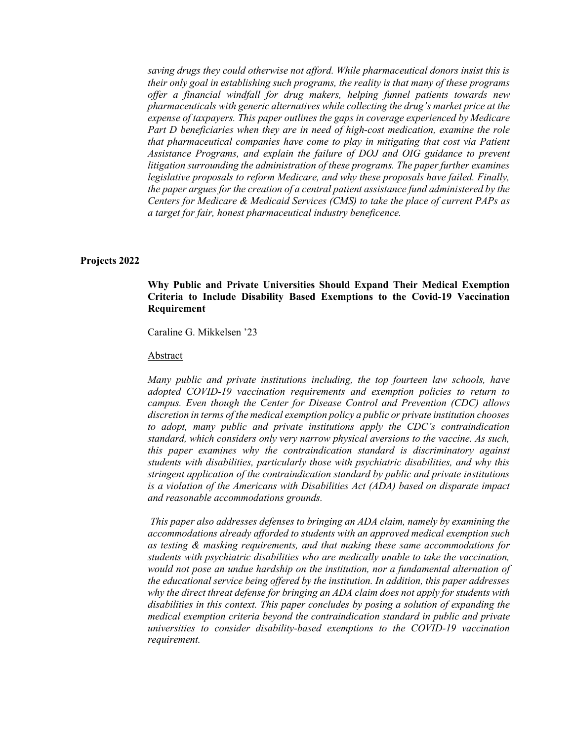*saving drugs they could otherwise not afford. While pharmaceutical donors insist this is their only goal in establishing such programs, the reality is that many of these programs offer a financial windfall for drug makers, helping funnel patients towards new pharmaceuticals with generic alternatives while collecting the drug's market price at the expense of taxpayers. This paper outlines the gaps in coverage experienced by Medicare Part D beneficiaries when they are in need of high-cost medication, examine the role that pharmaceutical companies have come to play in mitigating that cost via Patient Assistance Programs, and explain the failure of DOJ and OIG guidance to prevent litigation surrounding the administration of these programs. The paper further examines legislative proposals to reform Medicare, and why these proposals have failed. Finally, the paper argues for the creation of a central patient assistance fund administered by the Centers for Medicare & Medicaid Services (CMS) to take the place of current PAPs as a target for fair, honest pharmaceutical industry beneficence.*

## Projects 2022

### Why Public and Private Universities Should Expand Their Medical Exemption Criteria to Include Disability Based Exemptions to the Covid-19 Vaccination Requirement

Caraline G. Mikkelsen '23

Abstract

*Many public and private institutions including, the top fourteen law schools, have adopted COVID-19 vaccination requirements and exemption policies to return to campus. Even though the Center for Disease Control and Prevention (CDC) allows discretion in terms of the medical exemption policy a public or private institution chooses to adopt, many public and private institutions apply the CDC's contraindication standard, which considers only very narrow physical aversions to the vaccine. As such, this paper examines why the contraindication standard is discriminatory against students with disabilities, particularly those with psychiatric disabilities, and why this stringent application of the contraindication standard by public and private institutions is a violation of the Americans with Disabilities Act (ADA) based on disparate impact and reasonable accommodations grounds.*

*This paper also addresses defenses to bringing an ADA claim, namely by examining the accommodations already afforded to students with an approved medical exemption such as testing & masking requirements, and that making these same accommodations for students with psychiatric disabilities who are medically unable to take the vaccination, would not pose an undue hardship on the institution, nor a fundamental alternation of the educational service being offered by the institution. In addition, this paper addresses why the direct threat defense for bringing an ADA claim does not apply for students with disabilities in this context. This paper concludes by posing a solution of expanding the medical exemption criteria beyond the contraindication standard in public and private universities to consider disability-based exemptions to the COVID-19 vaccination requirement.*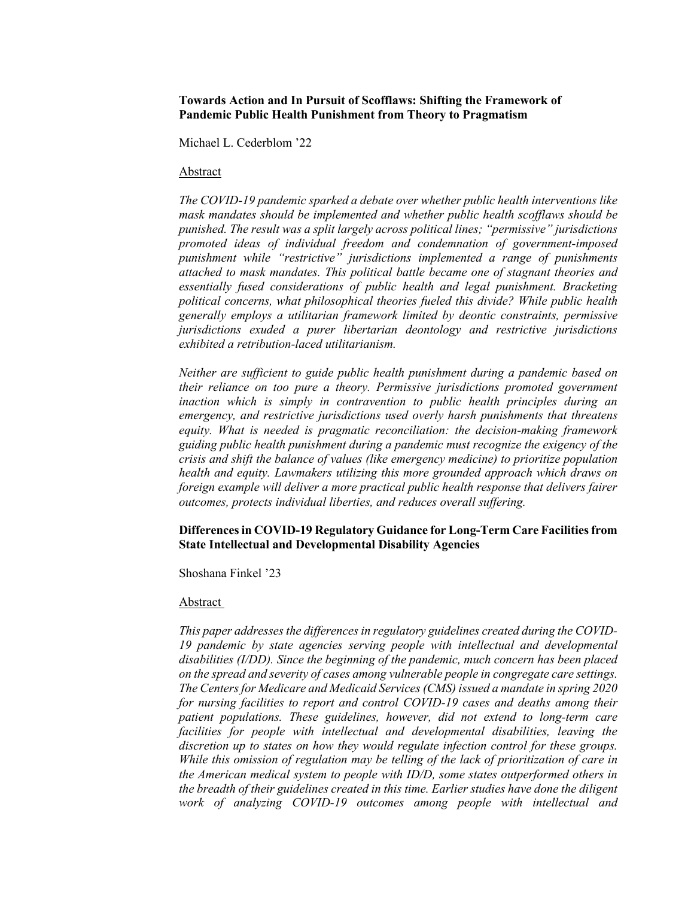**Towards Action and In Pursuit of Scofflaws: Shifting the Framework of Pandemic Public Health Punishment from Theory to Pragmatism**

Michael L. Cederblom '22

Abstract

*The COVID-19 pandemic sparked a debate over whether public health interventions like mask mandates should be implemented and whether public health scofflaws should be punished. The result was a split largely across political lines; "permissive" jurisdictions promoted ideas of individual freedom and condemnation of government-imposed punishment while "restrictive" jurisdictions implemented a range of punishments attached to mask mandates. This political battle became one of stagnant theories and essentially fused considerations of public health and legal punishment. Bracketing political concerns, what philosophical theories fueled this divide? While public health generally employs a utilitarian framework limited by deontic constraints, permissive jurisdictions exuded a purer libertarian deontology and restrictive jurisdictions exhibited a retribution-laced utilitarianism.*

*Neither are sufficient to guide public health punishment during a pandemic based on their reliance on too pure a theory. Permissive jurisdictions promoted government inaction which is simply in contravention to public health principles during an emergency, and restrictive jurisdictions used overly harsh punishments that threatens equity. What is needed is pragmatic reconciliation: the decision-making framework guiding public health punishment during a pandemic must recognize the exigency of the crisis and shift the balance of values (like emergency medicine) to prioritize population health and equity. Lawmakers utilizing this more grounded approach which draws on foreign example will deliver a more practical public health response that delivers fairer outcomes, protects individual liberties, and reduces overall suffering.*

**Differences in COVID-19 Regulatory Guidance for Long-Term Care Facilities from State Intellectual and Developmental Disability Agencies**

Shoshana Finkel '23

Abstract

*This paper addresses the differences in regulatory guidelines created during the COVID-19 pandemic by state agencies serving people with intellectual and developmental disabilities (I/DD). Since the beginning of the pandemic, much concern has been placed on the spread and severity of cases among vulnerable people in congregate care settings. The Centers for Medicare and Medicaid Services (CMS) issued a mandate in spring 2020 for nursing facilities to report and control COVID-19 cases and deaths among their patient populations. These guidelines, however, did not extend to long-term care facilities for people with intellectual and developmental disabilities, leaving the discretion up to states on how they would regulate infection control for these groups. While this omission of regulation may be telling of the lack of prioritization of care in the American medical system to people with ID/D, some states outperformed others in the breadth of their guidelines created in this time. Earlier studies have done the diligent work of analyzing COVID-19 outcomes among people with intellectual and*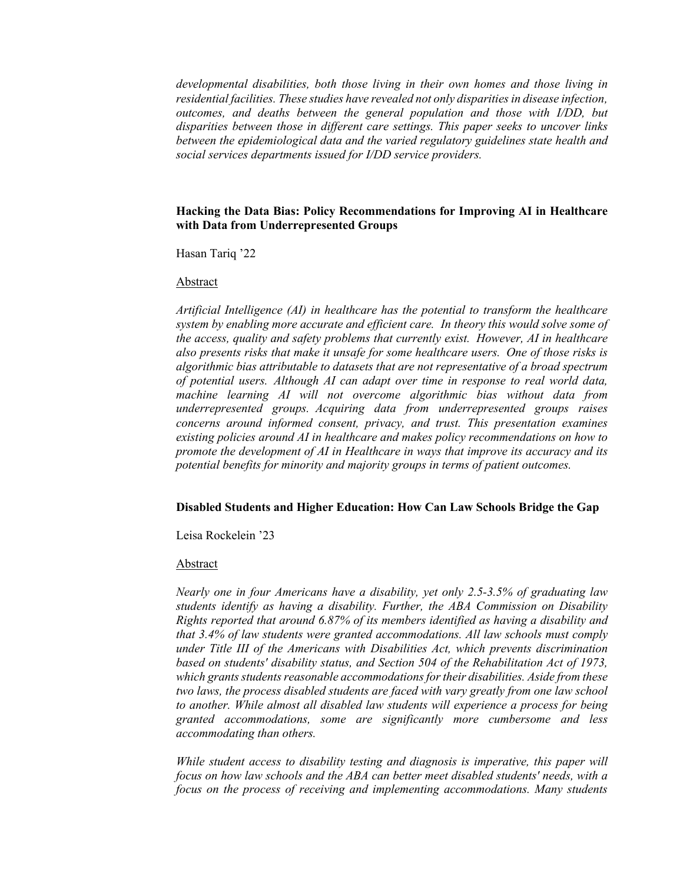*developmental disabilities, both those living in their own homes and those living in residential facilities. These studies have revealed not only disparities in disease infection, outcomes, and deaths between the general population and those with I/DD, but disparities between those in different care settings. This paper seeks to uncover links between the epidemiological data and the varied regulatory guidelines state health and social services departments issued for I/DD service providers.*

**Hacking the Data Bias: Policy Recommendations for Improving AI in Healthcare with Data from Underrepresented Groups**

Hasan Tariq '22

Abstract

*Artificial Intelligence (AI) in healthcare has the potential to transform the healthcare system by enabling more accurate and efficient care. In theory this would solve some of the access, quality and safety problems that currently exist. However, AI in healthcare also presents risks that make it unsafe for some healthcare users. One of those risks is algorithmic bias attributable to datasets that are not representative of a broad spectrum of potential users. Although AI can adapt over time in response to real world data, machine learning AI will not overcome algorithmic bias without data from underrepresented groups. Acquiring data from underrepresented groups raises concerns around informed consent, privacy, and trust. This presentation examines existing policies around AI in healthcare and makes policy recommendations on how to promote the development of AI in Healthcare in ways that improve its accuracy and its potential benefits for minority and majority groups in terms of patient outcomes.*

**Disabled Students and Higher Education: How Can Law Schools Bridge the Gap**

Leisa Rockelein '23

Abstract

*Nearly one in four Americans have a disability, yet only 2.5-3.5% of graduating law students identify as having a disability. Further, the ABA Commission on Disability Rights reported that around 6.87% of its members identified as having a disability and that 3.4% of law students were granted accommodations. All law schools must comply under Title III of the Americans with Disabilities Act, which prevents discrimination based on students' disability status, and Section 504 of the Rehabilitation Act of 1973, which grants students reasonable accommodations for their disabilities. Aside from these two laws, the process disabled students are faced with vary greatly from one law school to another. While almost all disabled law students will experience a process for being granted accommodations, some are significantly more cumbersome and less accommodating than others.*

*While student access to disability testing and diagnosis is imperative, this paper will focus on how law schools and the ABA can better meet disabled students' needs, with a focus on the process of receiving and implementing accommodations. Many students*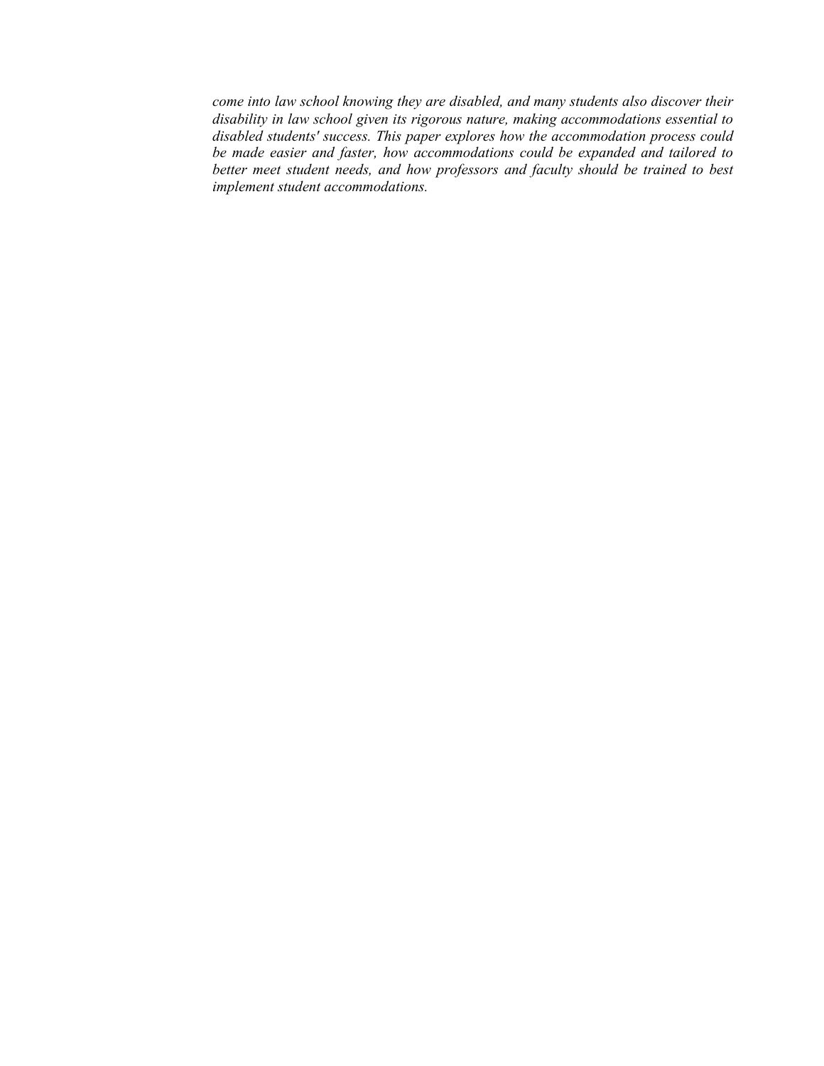*come into law school knowing they are disabled, and many students also discover their disability in law school given its rigorous nature, making accommodations essential to disabled students' success. This paper explores how the accommodation process could be made easier and faster, how accommodations could be expanded and tailored to better meet student needs, and how professors and faculty should be trained to best implement student accommodations.*